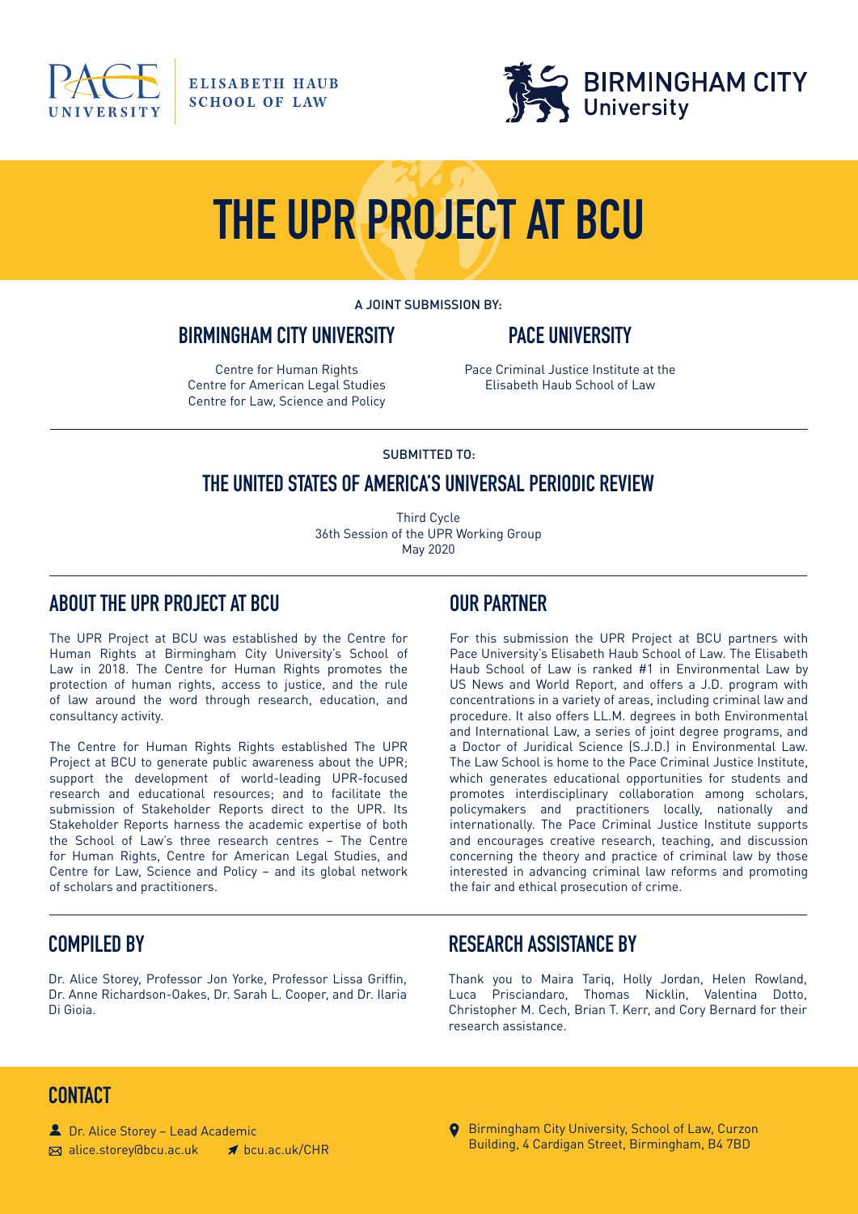PACE UNIVERSITY | ELISABETH HAUB SCHOOL OF LAW

BIRMINGHAM CITY University

# THE UPR PROJECT AT BCU

A JOINT SUBMISSION BY:

## BIRMINGHAM CITY UNIVERSITY

Centre for Human Rights
Centre for American Legal Studies
Centre for Law, Science and Policy

## PACE UNIVERSITY

Pace Criminal Justice Institute at the Elisabeth Haub School of Law

---

SUBMITTED TO:

## THE UNITED STATES OF AMERICA'S UNIVERSAL PERIODIC REVIEW

Third Cycle
36th Session of the UPR Working Group
May 2020

---

## ABOUT THE UPR PROJECT AT BCU

The UPR Project at BCU was established by the Centre for Human Rights at Birmingham City University's School of Law in 2018. The Centre for Human Rights promotes the protection of human rights, access to justice, and the rule of law around the word through research, education, and consultancy activity.

The Centre for Human Rights Rights established The UPR Project at BCU to generate public awareness about the UPR; support the development of world-leading UPR-focused research and educational resources; and to facilitate the submission of Stakeholder Reports direct to the UPR. Its Stakeholder Reports harness the academic expertise of both the School of Law's three research centres – The Centre for Human Rights, Centre for American Legal Studies, and Centre for Law, Science and Policy – and its global network of scholars and practitioners.

## OUR PARTNER

For this submission the UPR Project at BCU partners with Pace University's Elisabeth Haub School of Law. The Elisabeth Haub School of Law is ranked #1 in Environmental Law by US News and World Report, and offers a J.D. program with concentrations in a variety of areas, including criminal law and procedure. It also offers LL.M. degrees in both Environmental and International Law, a series of joint degree programs, and a Doctor of Juridical Science (S.J.D.) in Environmental Law. The Law School is home to the Pace Criminal Justice Institute, which generates educational opportunities for students and promotes interdisciplinary collaboration among scholars, policymakers and practitioners locally, nationally and internationally. The Pace Criminal Justice Institute supports and encourages creative research, teaching, and discussion concerning the theory and practice of criminal law by those interested in advancing criminal law reforms and promoting the fair and ethical prosecution of crime.

---

## COMPILED BY

Dr. Alice Storey, Professor Jon Yorke, Professor Lissa Griffin, Dr. Anne Richardson-Oakes, Dr. Sarah L. Cooper, and Dr. Ilaria Di Gioia.

## RESEARCH ASSISTANCE BY

Thank you to Maira Tariq, Holly Jordan, Helen Rowland, Luca Prisciandaro, Thomas Nicklin, Valentina Dotto, Christopher M. Cech, Brian T. Kerr, and Cory Bernard for their research assistance.

## CONTACT

Dr. Alice Storey – Lead Academic
alice.storey@bcu.ac.uk
bcu.ac.uk/CHR

Birmingham City University, School of Law, Curzon Building, 4 Cardigan Street, Birmingham, B4 7BD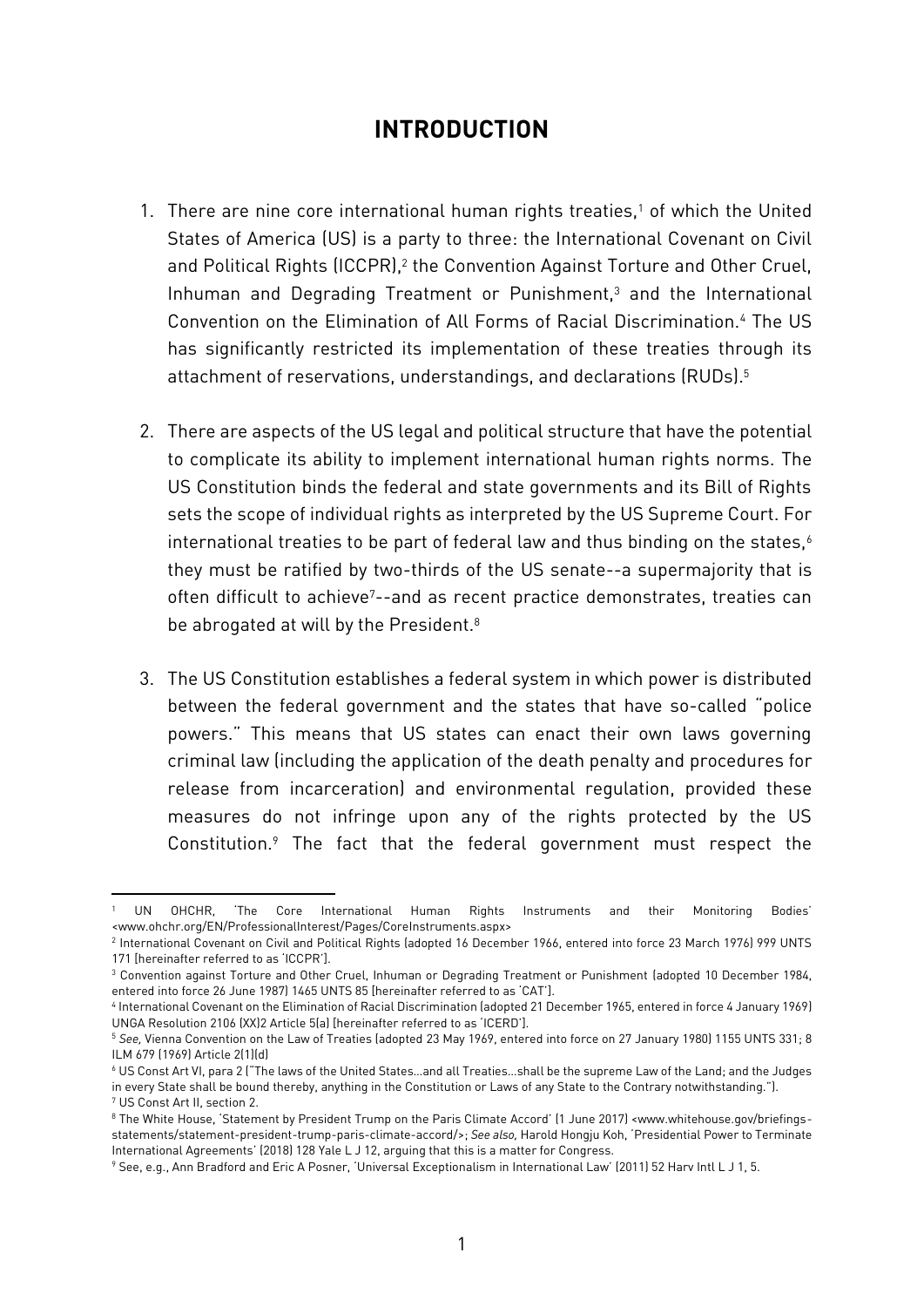# INTRODUCTION

1. There are nine core international human rights treaties,[1] of which the United States of America (US) is a party to three: the International Covenant on Civil and Political Rights (ICCPR),[2] the Convention Against Torture and Other Cruel, Inhuman and Degrading Treatment or Punishment,[3] and the International Convention on the Elimination of All Forms of Racial Discrimination.[4] The US has significantly restricted its implementation of these treaties through its attachment of reservations, understandings, and declarations (RUDs).[5]

2. There are aspects of the US legal and political structure that have the potential to complicate its ability to implement international human rights norms. The US Constitution binds the federal and state governments and its Bill of Rights sets the scope of individual rights as interpreted by the US Supreme Court. For international treaties to be part of federal law and thus binding on the states,[6] they must be ratified by two-thirds of the US senate--a supermajority that is often difficult to achieve[7]--and as recent practice demonstrates, treaties can be abrogated at will by the President.[8]

3. The US Constitution establishes a federal system in which power is distributed between the federal government and the states that have so-called "police powers." This means that US states can enact their own laws governing criminal law (including the application of the death penalty and procedures for release from incarceration) and environmental regulation, provided these measures do not infringe upon any of the rights protected by the US Constitution.[9] The fact that the federal government must respect the

---

[1] UN OHCHR, 'The Core International Human Rights Instruments and their Monitoring Bodies' <www.ohchr.org/EN/ProfessionalInterest/Pages/CoreInstruments.aspx>

[2] International Covenant on Civil and Political Rights (adopted 16 December 1966, entered into force 23 March 1976) 999 UNTS 171 [hereinafter referred to as 'ICCPR'].

[3] Convention against Torture and Other Cruel, Inhuman or Degrading Treatment or Punishment (adopted 10 December 1984, entered into force 26 June 1987) 1465 UNTS 85 [hereinafter referred to as 'CAT'].

[4] International Covenant on the Elimination of Racial Discrimination (adopted 21 December 1965, entered in force 4 January 1969) UNGA Resolution 2106 (XX)2 Article 5(a) [hereinafter referred to as 'ICERD'].

[5] *See*, Vienna Convention on the Law of Treaties (adopted 23 May 1969, entered into force on 27 January 1980) 1155 UNTS 331; 8 ILM 679 (1969) Article 2(1)(d)

[6] US Const Art VI, para 2 ("The laws of the United States…and all Treaties…shall be the supreme Law of the Land; and the Judges in every State shall be bound thereby, anything in the Constitution or Laws of any State to the Contrary notwithstanding.").

[7] US Const Art II, section 2.

[8] The White House, 'Statement by President Trump on the Paris Climate Accord' (1 June 2017) <www.whitehouse.gov/briefings-statements/statement-president-trump-paris-climate-accord/>; *See also*, Harold Hongju Koh, 'Presidential Power to Terminate International Agreements' (2018) 128 Yale L J 12, arguing that this is a matter for Congress.

[9] See, e.g., Ann Bradford and Eric A Posner, 'Universal Exceptionalism in International Law' (2011) 52 Harv Intl L J 1, 5.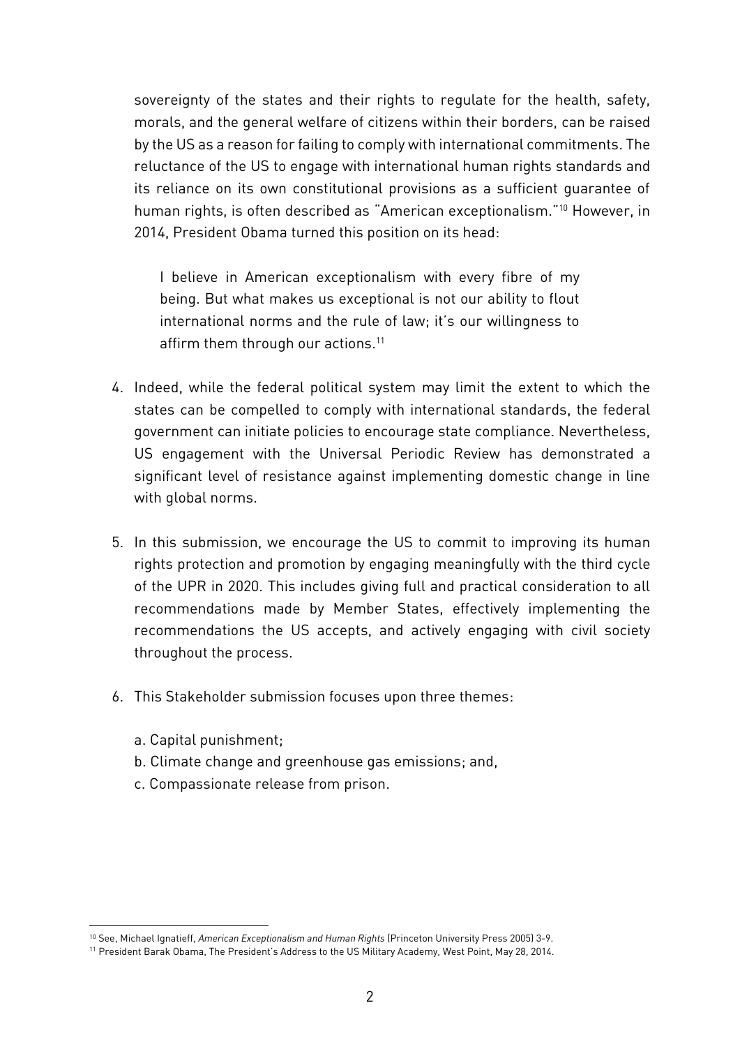sovereignty of the states and their rights to regulate for the health, safety, morals, and the general welfare of citizens within their borders, can be raised by the US as a reason for failing to comply with international commitments. The reluctance of the US to engage with international human rights standards and its reliance on its own constitutional provisions as a sufficient guarantee of human rights, is often described as "American exceptionalism."[10] However, in 2014, President Obama turned this position on its head:

> I believe in American exceptionalism with every fibre of my being. But what makes us exceptional is not our ability to flout international norms and the rule of law; it's our willingness to affirm them through our actions.[11]

4. Indeed, while the federal political system may limit the extent to which the states can be compelled to comply with international standards, the federal government can initiate policies to encourage state compliance. Nevertheless, US engagement with the Universal Periodic Review has demonstrated a significant level of resistance against implementing domestic change in line with global norms.

5. In this submission, we encourage the US to commit to improving its human rights protection and promotion by engaging meaningfully with the third cycle of the UPR in 2020. This includes giving full and practical consideration to all recommendations made by Member States, effectively implementing the recommendations the US accepts, and actively engaging with civil society throughout the process.

6. This Stakeholder submission focuses upon three themes:

   a. Capital punishment;
   b. Climate change and greenhouse gas emissions; and,
   c. Compassionate release from prison.

---

[10] See, Michael Ignatieff, *American Exceptionalism and Human Rights* (Princeton University Press 2005) 3-9.

[11] President Barak Obama, The President's Address to the US Military Academy, West Point, May 28, 2014.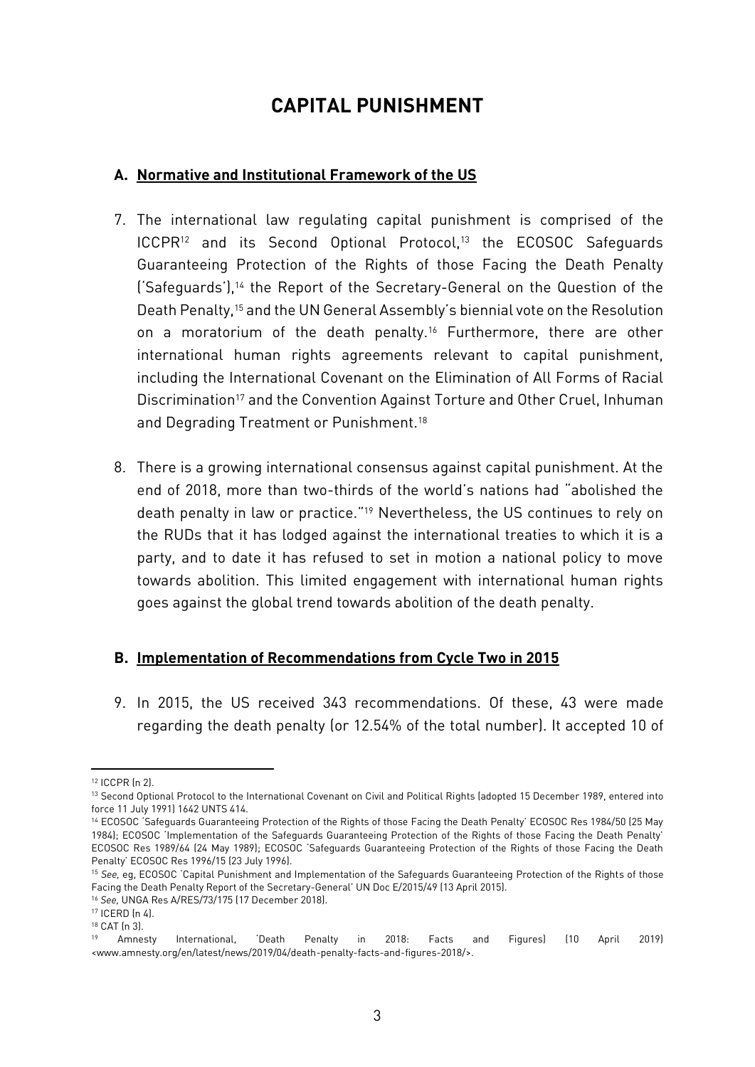# CAPITAL PUNISHMENT

## A. Normative and Institutional Framework of the US

7. The international law regulating capital punishment is comprised of the ICCPR[12] and its Second Optional Protocol,[13] the ECOSOC Safeguards Guaranteeing Protection of the Rights of those Facing the Death Penalty ('Safeguards'),[14] the Report of the Secretary-General on the Question of the Death Penalty,[15] and the UN General Assembly's biennial vote on the Resolution on a moratorium of the death penalty.[16] Furthermore, there are other international human rights agreements relevant to capital punishment, including the International Covenant on the Elimination of All Forms of Racial Discrimination[17] and the Convention Against Torture and Other Cruel, Inhuman and Degrading Treatment or Punishment.[18]

8. There is a growing international consensus against capital punishment. At the end of 2018, more than two-thirds of the world's nations had "abolished the death penalty in law or practice."[19] Nevertheless, the US continues to rely on the RUDs that it has lodged against the international treaties to which it is a party, and to date it has refused to set in motion a national policy to move towards abolition. This limited engagement with international human rights goes against the global trend towards abolition of the death penalty.

## B. Implementation of Recommendations from Cycle Two in 2015

9. In 2015, the US received 343 recommendations. Of these, 43 were made regarding the death penalty (or 12.54% of the total number). It accepted 10 of

---

[12] ICCPR (n 2).

[13] Second Optional Protocol to the International Covenant on Civil and Political Rights (adopted 15 December 1989, entered into force 11 July 1991) 1642 UNTS 414.

[14] ECOSOC 'Safeguards Guaranteeing Protection of the Rights of those Facing the Death Penalty' ECOSOC Res 1984/50 (25 May 1984); ECOSOC 'Implementation of the Safeguards Guaranteeing Protection of the Rights of those Facing the Death Penalty' ECOSOC Res 1989/64 (24 May 1989); ECOSOC 'Safeguards Guaranteeing Protection of the Rights of those Facing the Death Penalty' ECOSOC Res 1996/15 (23 July 1996).

[15] *See,* eg, ECOSOC 'Capital Punishment and Implementation of the Safeguards Guaranteeing Protection of the Rights of those Facing the Death Penalty Report of the Secretary-General' UN Doc E/2015/49 (13 April 2015).

[16] *See,* UNGA Res A/RES/73/175 (17 December 2018).

[17] ICERD (n 4).

[18] CAT (n 3).

[19] Amnesty International, 'Death Penalty in 2018: Facts and Figures) (10 April 2019) <www.amnesty.org/en/latest/news/2019/04/death-penalty-facts-and-figures-2018/>.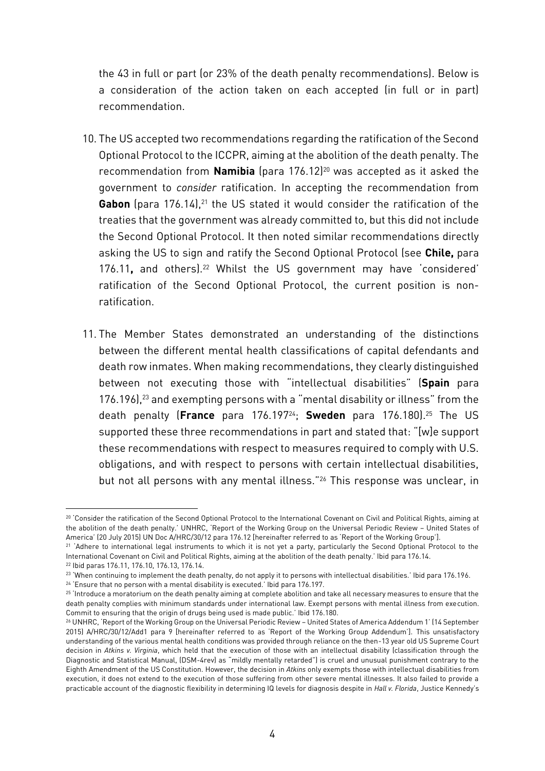the 43 in full or part (or 23% of the death penalty recommendations). Below is a consideration of the action taken on each accepted (in full or in part) recommendation.

10. The US accepted two recommendations regarding the ratification of the Second Optional Protocol to the ICCPR, aiming at the abolition of the death penalty. The recommendation from **Namibia** (para 176.12)[20] was accepted as it asked the government to *consider* ratification. In accepting the recommendation from **Gabon** (para 176.14),[21] the US stated it would consider the ratification of the treaties that the government was already committed to, but this did not include the Second Optional Protocol. It then noted similar recommendations directly asking the US to sign and ratify the Second Optional Protocol (see **Chile,** para 176.11**,** and others).[22] Whilst the US government may have 'considered' ratification of the Second Optional Protocol, the current position is non-ratification.

11. The Member States demonstrated an understanding of the distinctions between the different mental health classifications of capital defendants and death row inmates. When making recommendations, they clearly distinguished between not executing those with "intellectual disabilities" (**Spain** para 176.196),[23] and exempting persons with a "mental disability or illness" from the death penalty (**France** para 176.197[24]; **Sweden** para 176.180).[25] The US supported these three recommendations in part and stated that: "[w]e support these recommendations with respect to measures required to comply with U.S. obligations, and with respect to persons with certain intellectual disabilities, but not all persons with any mental illness."[26] This response was unclear, in

---

[20] 'Consider the ratification of the Second Optional Protocol to the International Covenant on Civil and Political Rights, aiming at the abolition of the death penalty.' UNHRC, 'Report of the Working Group on the Universal Periodic Review – United States of America' (20 July 2015) UN Doc A/HRC/30/12 para 176.12 [hereinafter referred to as 'Report of the Working Group'].

[21] 'Adhere to international legal instruments to which it is not yet a party, particularly the Second Optional Protocol to the International Covenant on Civil and Political Rights, aiming at the abolition of the death penalty.' Ibid para 176.14.

[22] Ibid paras 176.11, 176.10, 176.13, 176.14.

[23] 'When continuing to implement the death penalty, do not apply it to persons with intellectual disabilities.' Ibid para 176.196.

[24] 'Ensure that no person with a mental disability is executed.' Ibid para 176.197.

[25] 'Introduce a moratorium on the death penalty aiming at complete abolition and take all necessary measures to ensure that the death penalty complies with minimum standards under international law. Exempt persons with mental illness from execution. Commit to ensuring that the origin of drugs being used is made public.' Ibid 176.180.

[26] UNHRC, 'Report of the Working Group on the Universal Periodic Review – United States of America Addendum 1' (14 September 2015) A/HRC/30/12/Add1 para 9 [hereinafter referred to as 'Report of the Working Group Addendum']. This unsatisfactory understanding of the various mental health conditions was provided through reliance on the then-13 year old US Supreme Court decision in *Atkins v. Virginia*, which held that the execution of those with an intellectual disability (classification through the Diagnostic and Statistical Manual, (DSM-4rev) as "mildly mentally retarded") is cruel and unusual punishment contrary to the Eighth Amendment of the US Constitution. However, the decision in *Atkins* only exempts those with intellectual disabilities from execution, it does not extend to the execution of those suffering from other severe mental illnesses. It also failed to provide a practicable account of the diagnostic flexibility in determining IQ levels for diagnosis despite in *Hall v. Florida*, Justice Kennedy's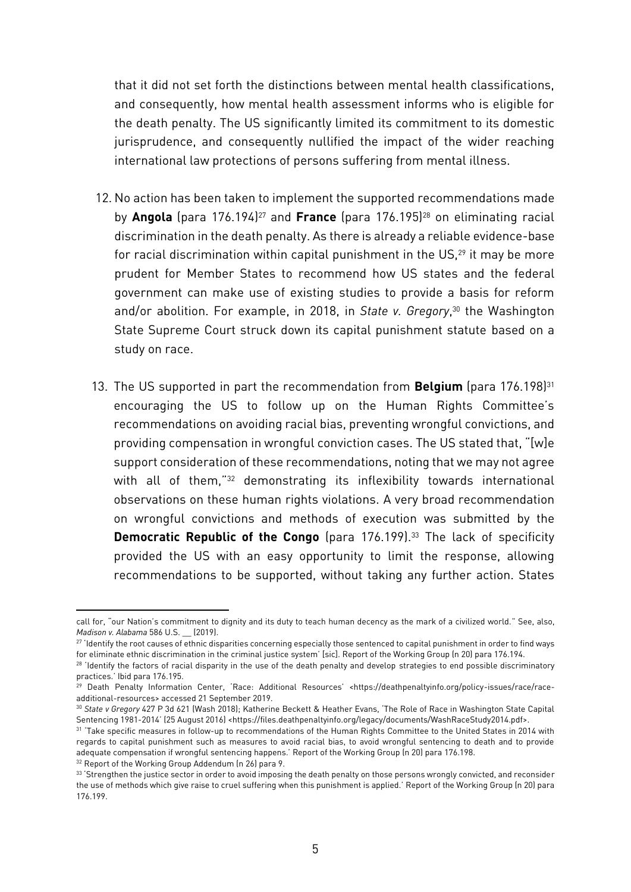that it did not set forth the distinctions between mental health classifications, and consequently, how mental health assessment informs who is eligible for the death penalty. The US significantly limited its commitment to its domestic jurisprudence, and consequently nullified the impact of the wider reaching international law protections of persons suffering from mental illness.

12. No action has been taken to implement the supported recommendations made by **Angola** (para 176.194)[27] and **France** (para 176.195)[28] on eliminating racial discrimination in the death penalty. As there is already a reliable evidence-base for racial discrimination within capital punishment in the US,[29] it may be more prudent for Member States to recommend how US states and the federal government can make use of existing studies to provide a basis for reform and/or abolition. For example, in 2018, in *State v. Gregory*,[30] the Washington State Supreme Court struck down its capital punishment statute based on a study on race.

13. The US supported in part the recommendation from **Belgium** (para 176.198)[31] encouraging the US to follow up on the Human Rights Committee's recommendations on avoiding racial bias, preventing wrongful convictions, and providing compensation in wrongful conviction cases. The US stated that, "[w]e support consideration of these recommendations, noting that we may not agree with all of them,"[32] demonstrating its inflexibility towards international observations on these human rights violations. A very broad recommendation on wrongful convictions and methods of execution was submitted by the **Democratic Republic of the Congo** (para 176.199).[33] The lack of specificity provided the US with an easy opportunity to limit the response, allowing recommendations to be supported, without taking any further action. States

---

call for, "our Nation's commitment to dignity and its duty to teach human decency as the mark of a civilized world." See, also, *Madison v. Alabama* 586 U.S. __ (2019).

[27] 'Identify the root causes of ethnic disparities concerning especially those sentenced to capital punishment in order to find ways for eliminate ethnic discrimination in the criminal justice system' [sic]. Report of the Working Group (n 20) para 176.194.

[28] 'Identify the factors of racial disparity in the use of the death penalty and develop strategies to end possible discriminatory practices.' Ibid para 176.195.

[29] Death Penalty Information Center, 'Race: Additional Resources' <https://deathpenaltyinfo.org/policy-issues/race/race-additional-resources> accessed 21 September 2019.

[30] *State v Gregory* 427 P 3d 621 (Wash 2018); Katherine Beckett & Heather Evans, 'The Role of Race in Washington State Capital Sentencing 1981-2014' (25 August 2016) <https://files.deathpenaltyinfo.org/legacy/documents/WashRaceStudy2014.pdf>.

[31] 'Take specific measures in follow-up to recommendations of the Human Rights Committee to the United States in 2014 with regards to capital punishment such as measures to avoid racial bias, to avoid wrongful sentencing to death and to provide adequate compensation if wrongful sentencing happens.' Report of the Working Group (n 20) para 176.198.

[32] Report of the Working Group Addendum (n 26) para 9.

[33] 'Strengthen the justice sector in order to avoid imposing the death penalty on those persons wrongly convicted, and reconsider the use of methods which give raise to cruel suffering when this punishment is applied.' Report of the Working Group (n 20) para 176.199.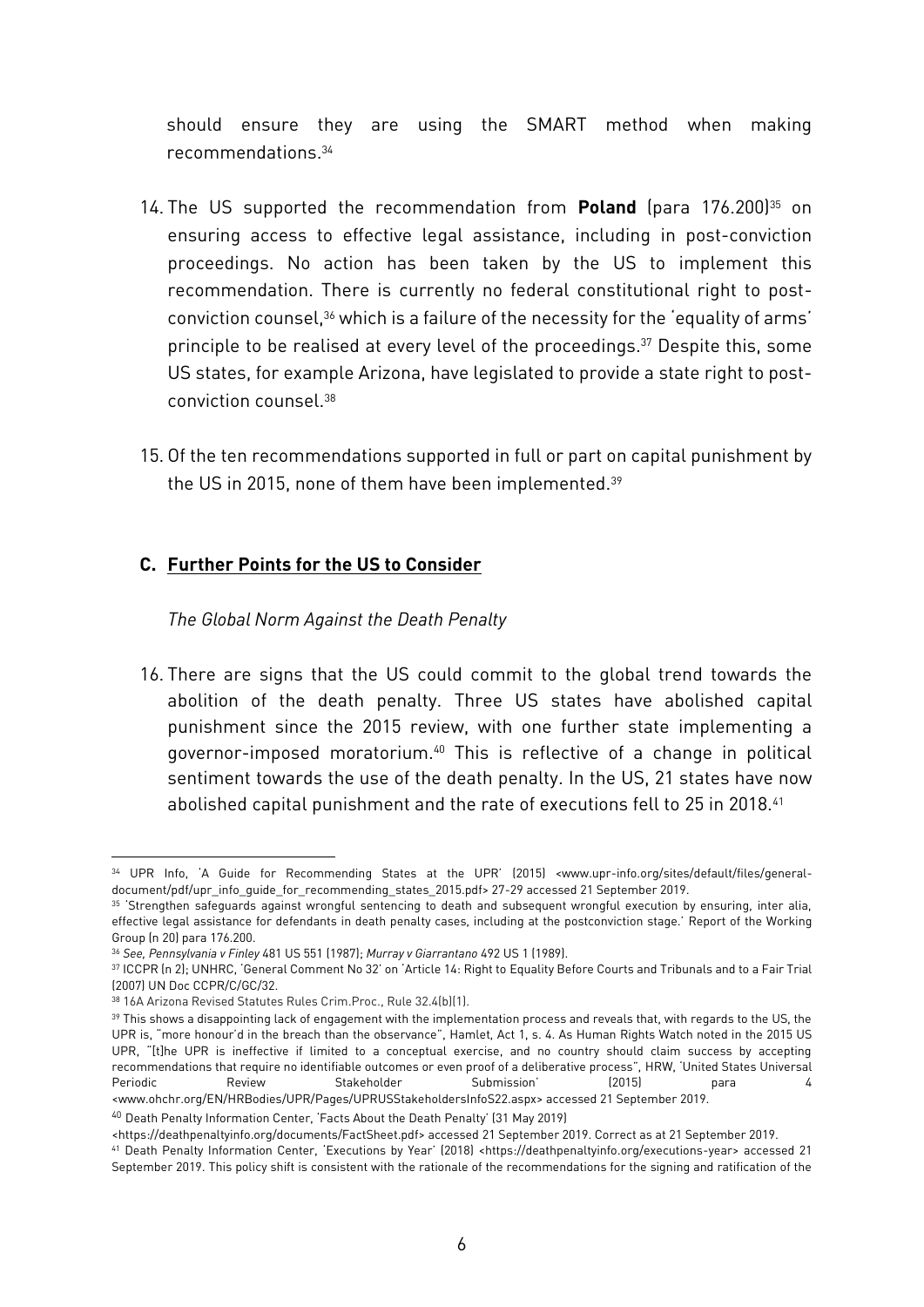should ensure they are using the SMART method when making recommendations.[34]

14. The US supported the recommendation from **Poland** (para 176.200)[35] on ensuring access to effective legal assistance, including in post-conviction proceedings. No action has been taken by the US to implement this recommendation. There is currently no federal constitutional right to post-conviction counsel,[36] which is a failure of the necessity for the 'equality of arms' principle to be realised at every level of the proceedings.[37] Despite this, some US states, for example Arizona, have legislated to provide a state right to post-conviction counsel.[38]

15. Of the ten recommendations supported in full or part on capital punishment by the US in 2015, none of them have been implemented.[39]

## C. Further Points for the US to Consider

*The Global Norm Against the Death Penalty*

16. There are signs that the US could commit to the global trend towards the abolition of the death penalty. Three US states have abolished capital punishment since the 2015 review, with one further state implementing a governor-imposed moratorium.[40] This is reflective of a change in political sentiment towards the use of the death penalty. In the US, 21 states have now abolished capital punishment and the rate of executions fell to 25 in 2018.[41]

---

[34] UPR Info, 'A Guide for Recommending States at the UPR' (2015) <www.upr-info.org/sites/default/files/general-document/pdf/upr_info_guide_for_recommending_states_2015.pdf> 27-29 accessed 21 September 2019.

[35] 'Strengthen safeguards against wrongful sentencing to death and subsequent wrongful execution by ensuring, inter alia, effective legal assistance for defendants in death penalty cases, including at the postconviction stage.' Report of the Working Group (n 20) para 176.200.

[36] *See*, *Pennsylvania v Finley* 481 US 551 (1987); *Murray v Giarrantano* 492 US 1 (1989).

[37] ICCPR (n 2); UNHRC, 'General Comment No 32' on 'Article 14: Right to Equality Before Courts and Tribunals and to a Fair Trial (2007) UN Doc CCPR/C/GC/32.

[38] 16A Arizona Revised Statutes Rules Crim.Proc., Rule 32.4(b)(1).

[39] This shows a disappointing lack of engagement with the implementation process and reveals that, with regards to the US, the UPR is, "more honour'd in the breach than the observance", Hamlet, Act 1, s. 4. As Human Rights Watch noted in the 2015 US UPR, "[t]he UPR is ineffective if limited to a conceptual exercise, and no country should claim success by accepting recommendations that require no identifiable outcomes or even proof of a deliberative process", HRW, 'United States Universal Periodic Review Stakeholder Submission' (2015) para 4 <www.ohchr.org/EN/HRBodies/UPR/Pages/UPRUSStakeholdersInfoS22.aspx> accessed 21 September 2019.

[40] Death Penalty Information Center, 'Facts About the Death Penalty' (31 May 2019) <https://deathpenaltyinfo.org/documents/FactSheet.pdf> accessed 21 September 2019. Correct as at 21 September 2019.

[41] Death Penalty Information Center, 'Executions by Year' (2018) <https://deathpenaltyinfo.org/executions-year> accessed 21 September 2019. This policy shift is consistent with the rationale of the recommendations for the signing and ratification of the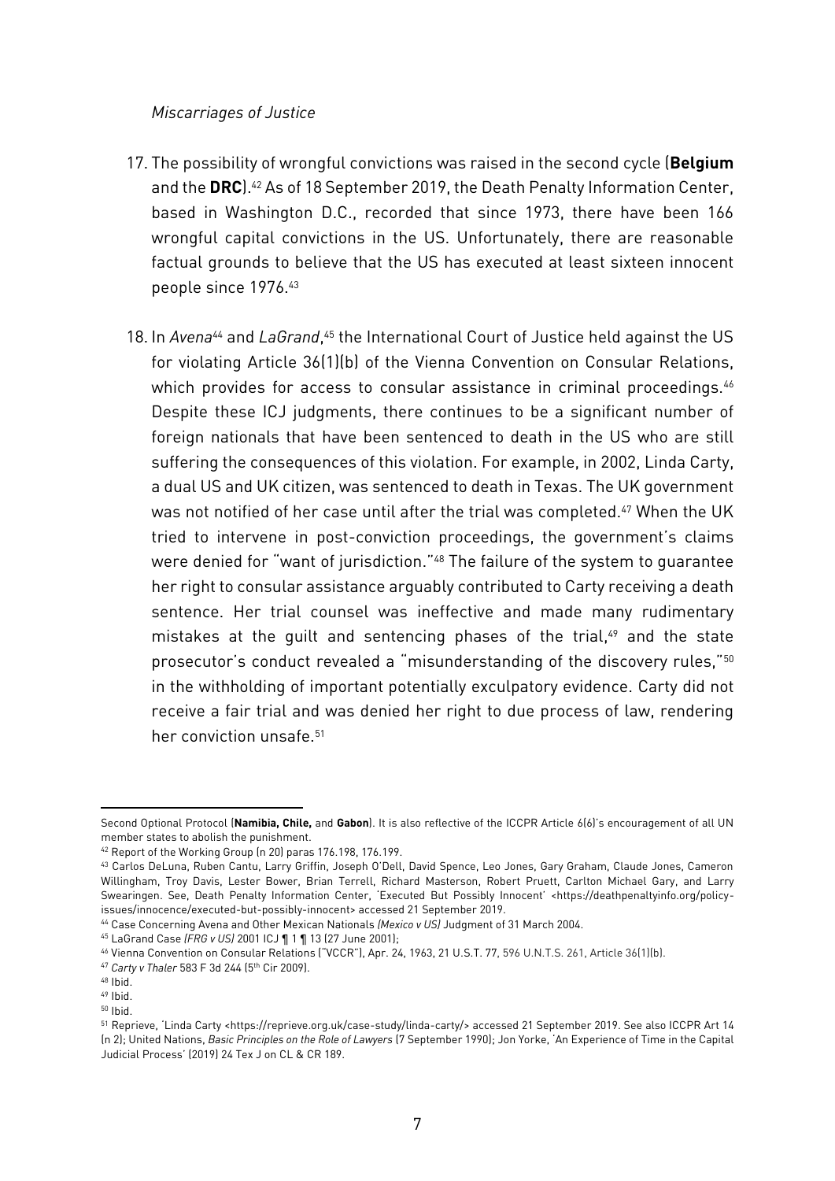*Miscarriages of Justice*

17. The possibility of wrongful convictions was raised in the second cycle (**Belgium** and the **DRC**).[42] As of 18 September 2019, the Death Penalty Information Center, based in Washington D.C., recorded that since 1973, there have been 166 wrongful capital convictions in the US. Unfortunately, there are reasonable factual grounds to believe that the US has executed at least sixteen innocent people since 1976.[43]

18. In *Avena*[44] and *LaGrand*,[45] the International Court of Justice held against the US for violating Article 36(1)(b) of the Vienna Convention on Consular Relations, which provides for access to consular assistance in criminal proceedings.[46] Despite these ICJ judgments, there continues to be a significant number of foreign nationals that have been sentenced to death in the US who are still suffering the consequences of this violation. For example, in 2002, Linda Carty, a dual US and UK citizen, was sentenced to death in Texas. The UK government was not notified of her case until after the trial was completed.[47] When the UK tried to intervene in post-conviction proceedings, the government's claims were denied for "want of jurisdiction."[48] The failure of the system to guarantee her right to consular assistance arguably contributed to Carty receiving a death sentence. Her trial counsel was ineffective and made many rudimentary mistakes at the guilt and sentencing phases of the trial,[49] and the state prosecutor's conduct revealed a "misunderstanding of the discovery rules,"[50] in the withholding of important potentially exculpatory evidence. Carty did not receive a fair trial and was denied her right to due process of law, rendering her conviction unsafe.[51]

---

Second Optional Protocol (**Namibia, Chile,** and **Gabon**). It is also reflective of the ICCPR Article 6(6)'s encouragement of all UN member states to abolish the punishment.

[42] Report of the Working Group (n 20) paras 176.198, 176.199.

[43] Carlos DeLuna, Ruben Cantu, Larry Griffin, Joseph O'Dell, David Spence, Leo Jones, Gary Graham, Claude Jones, Cameron Willingham, Troy Davis, Lester Bower, Brian Terrell, Richard Masterson, Robert Pruett, Carlton Michael Gary, and Larry Swearingen. See, Death Penalty Information Center, 'Executed But Possibly Innocent' <https://deathpenaltyinfo.org/policy-issues/innocence/executed-but-possibly-innocent> accessed 21 September 2019.

[44] Case Concerning Avena and Other Mexican Nationals *(Mexico v US)* Judgment of 31 March 2004.

[45] LaGrand Case *(FRG v US)* 2001 ICJ ¶ 1 ¶ 13 (27 June 2001);

[46] Vienna Convention on Consular Relations ("VCCR"), Apr. 24, 1963, 21 U.S.T. 77, 596 U.N.T.S. 261, Article 36(1)(b).

[47] *Carty v Thaler* 583 F 3d 244 (5th Cir 2009).

[48] Ibid.

[49] Ibid.

[50] Ibid.

[51] Reprieve, 'Linda Carty <https://reprieve.org.uk/case-study/linda-carty/> accessed 21 September 2019. See also ICCPR Art 14 (n 2); United Nations, *Basic Principles on the Role of Lawyers* (7 September 1990); Jon Yorke, 'An Experience of Time in the Capital Judicial Process' (2019) 24 Tex J on CL & CR 189.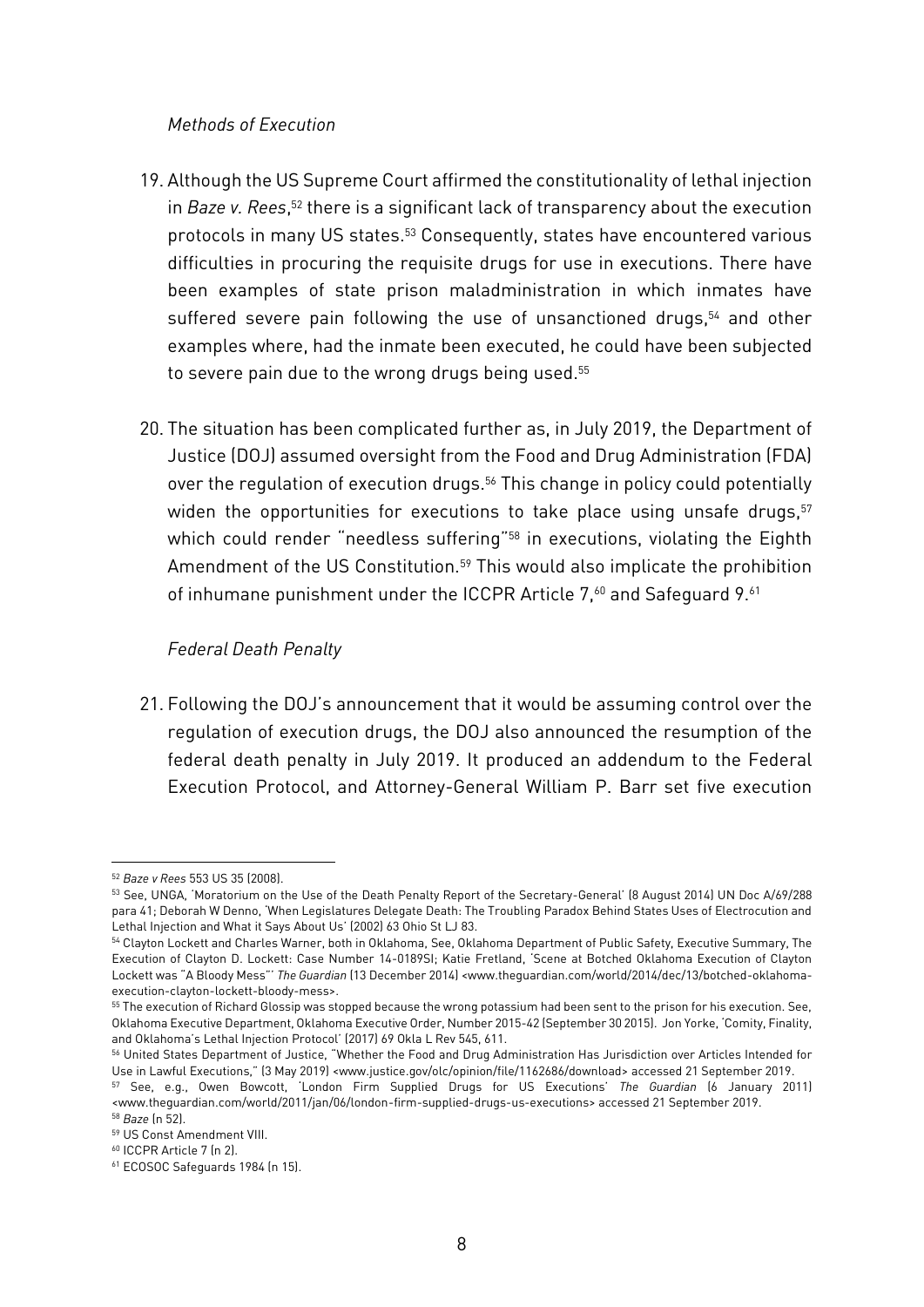*Methods of Execution*

19. Although the US Supreme Court affirmed the constitutionality of lethal injection in *Baze v. Rees*,[52] there is a significant lack of transparency about the execution protocols in many US states.[53] Consequently, states have encountered various difficulties in procuring the requisite drugs for use in executions. There have been examples of state prison maladministration in which inmates have suffered severe pain following the use of unsanctioned drugs,[54] and other examples where, had the inmate been executed, he could have been subjected to severe pain due to the wrong drugs being used.[55]

20. The situation has been complicated further as, in July 2019, the Department of Justice (DOJ) assumed oversight from the Food and Drug Administration (FDA) over the regulation of execution drugs.[56] This change in policy could potentially widen the opportunities for executions to take place using unsafe drugs,[57] which could render "needless suffering"[58] in executions, violating the Eighth Amendment of the US Constitution.[59] This would also implicate the prohibition of inhumane punishment under the ICCPR Article 7,[60] and Safeguard 9.[61]

*Federal Death Penalty*

21. Following the DOJ's announcement that it would be assuming control over the regulation of execution drugs, the DOJ also announced the resumption of the federal death penalty in July 2019. It produced an addendum to the Federal Execution Protocol, and Attorney-General William P. Barr set five execution

---

[52] *Baze v Rees* 553 US 35 (2008).

[53] See, UNGA, 'Moratorium on the Use of the Death Penalty Report of the Secretary-General' (8 August 2014) UN Doc A/69/288 para 41; Deborah W Denno, 'When Legislatures Delegate Death: The Troubling Paradox Behind States Uses of Electrocution and Lethal Injection and What it Says About Us' (2002) 63 Ohio St LJ 83.

[54] Clayton Lockett and Charles Warner, both in Oklahoma, See, Oklahoma Department of Public Safety, Executive Summary, The Execution of Clayton D. Lockett: Case Number 14-0189SI; Katie Fretland, 'Scene at Botched Oklahoma Execution of Clayton Lockett was "A Bloody Mess"' *The Guardian* (13 December 2014) <www.theguardian.com/world/2014/dec/13/botched-oklahoma-execution-clayton-lockett-bloody-mess>.

[55] The execution of Richard Glossip was stopped because the wrong potassium had been sent to the prison for his execution. See, Oklahoma Executive Department, Oklahoma Executive Order, Number 2015-42 (September 30 2015). Jon Yorke, 'Comity, Finality, and Oklahoma's Lethal Injection Protocol' (2017) 69 Okla L Rev 545, 611.

[56] United States Department of Justice, "Whether the Food and Drug Administration Has Jurisdiction over Articles Intended for Use in Lawful Executions," (3 May 2019) <www.justice.gov/olc/opinion/file/1162686/download> accessed 21 September 2019.

[57] See, e.g., Owen Bowcott, 'London Firm Supplied Drugs for US Executions' *The Guardian* (6 January 2011) <www.theguardian.com/world/2011/jan/06/london-firm-supplied-drugs-us-executions> accessed 21 September 2019.

[58] *Baze* (n 52).

[59] US Const Amendment VIII.

[60] ICCPR Article 7 (n 2).

[61] ECOSOC Safeguards 1984 (n 15).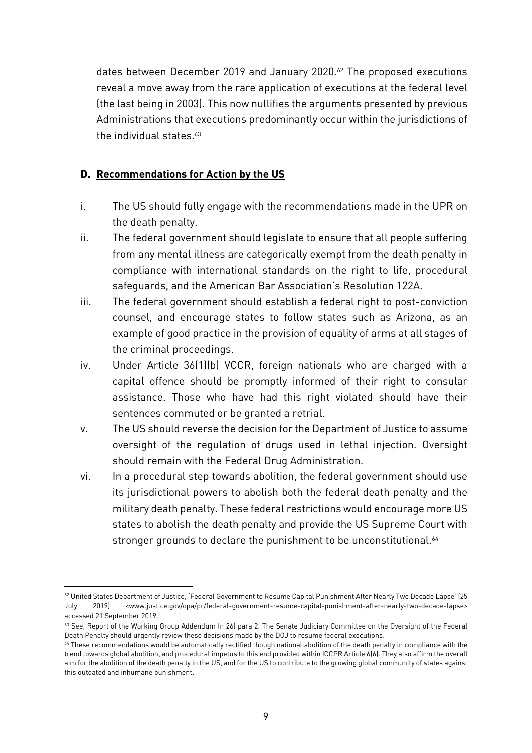dates between December 2019 and January 2020.[62] The proposed executions reveal a move away from the rare application of executions at the federal level (the last being in 2003). This now nullifies the arguments presented by previous Administrations that executions predominantly occur within the jurisdictions of the individual states.[63]

## D. Recommendations for Action by the US

i. The US should fully engage with the recommendations made in the UPR on the death penalty.

ii. The federal government should legislate to ensure that all people suffering from any mental illness are categorically exempt from the death penalty in compliance with international standards on the right to life, procedural safeguards, and the American Bar Association's Resolution 122A.

iii. The federal government should establish a federal right to post-conviction counsel, and encourage states to follow states such as Arizona, as an example of good practice in the provision of equality of arms at all stages of the criminal proceedings.

iv. Under Article 36(1)(b) VCCR, foreign nationals who are charged with a capital offence should be promptly informed of their right to consular assistance. Those who have had this right violated should have their sentences commuted or be granted a retrial.

v. The US should reverse the decision for the Department of Justice to assume oversight of the regulation of drugs used in lethal injection. Oversight should remain with the Federal Drug Administration.

vi. In a procedural step towards abolition, the federal government should use its jurisdictional powers to abolish both the federal death penalty and the military death penalty. These federal restrictions would encourage more US states to abolish the death penalty and provide the US Supreme Court with stronger grounds to declare the punishment to be unconstitutional.[64]

---

[62] United States Department of Justice, 'Federal Government to Resume Capital Punishment After Nearly Two Decade Lapse' (25 July 2019) <www.justice.gov/opa/pr/federal-government-resume-capital-punishment-after-nearly-two-decade-lapse> accessed 21 September 2019.

[63] See, Report of the Working Group Addendum (n 26) para 2. The Senate Judiciary Committee on the Oversight of the Federal Death Penalty should urgently review these decisions made by the DOJ to resume federal executions.

[64] These recommendations would be automatically rectified though national abolition of the death penalty in compliance with the trend towards global abolition, and procedural impetus to this end provided within ICCPR Article 6(6). They also affirm the overall aim for the abolition of the death penalty in the US, and for the US to contribute to the growing global community of states against this outdated and inhumane punishment.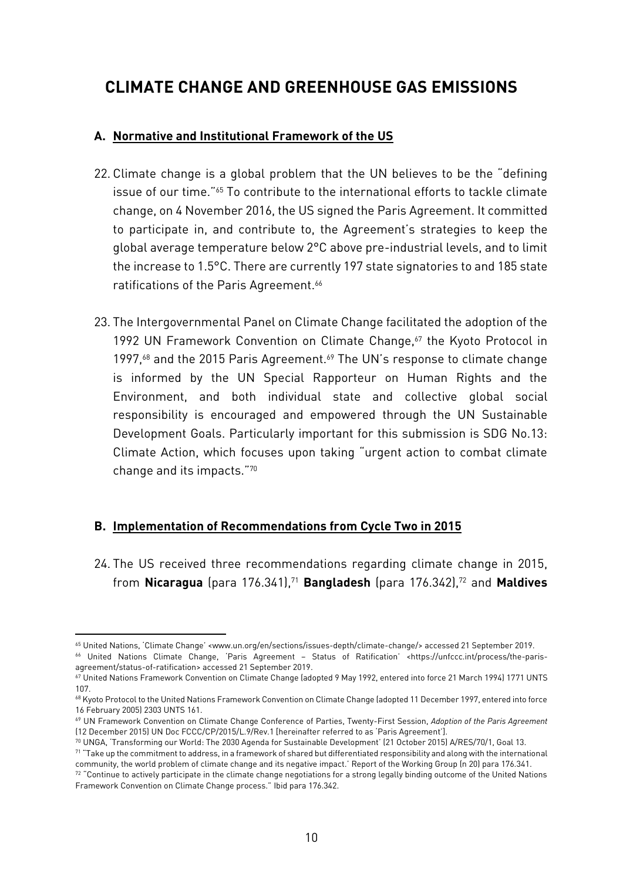# CLIMATE CHANGE AND GREENHOUSE GAS EMISSIONS

## A. Normative and Institutional Framework of the US

22. Climate change is a global problem that the UN believes to be the "defining issue of our time."[65] To contribute to the international efforts to tackle climate change, on 4 November 2016, the US signed the Paris Agreement. It committed to participate in, and contribute to, the Agreement's strategies to keep the global average temperature below 2°C above pre-industrial levels, and to limit the increase to 1.5°C. There are currently 197 state signatories to and 185 state ratifications of the Paris Agreement.[66]

23. The Intergovernmental Panel on Climate Change facilitated the adoption of the 1992 UN Framework Convention on Climate Change,[67] the Kyoto Protocol in 1997,[68] and the 2015 Paris Agreement.[69] The UN's response to climate change is informed by the UN Special Rapporteur on Human Rights and the Environment, and both individual state and collective global social responsibility is encouraged and empowered through the UN Sustainable Development Goals. Particularly important for this submission is SDG No.13: Climate Action, which focuses upon taking "urgent action to combat climate change and its impacts."[70]

## B. Implementation of Recommendations from Cycle Two in 2015

24. The US received three recommendations regarding climate change in 2015, from **Nicaragua** (para 176.341),[71] **Bangladesh** (para 176.342),[72] and **Maldives**

---

[65] United Nations, 'Climate Change' <www.un.org/en/sections/issues-depth/climate-change/> accessed 21 September 2019.

[66] United Nations Climate Change, 'Paris Agreement – Status of Ratification' <https://unfccc.int/process/the-paris-agreement/status-of-ratification> accessed 21 September 2019.

[67] United Nations Framework Convention on Climate Change (adopted 9 May 1992, entered into force 21 March 1994) 1771 UNTS 107.

[68] Kyoto Protocol to the United Nations Framework Convention on Climate Change (adopted 11 December 1997, entered into force 16 February 2005) 2303 UNTS 161.

[69] UN Framework Convention on Climate Change Conference of Parties, Twenty-First Session, *Adoption of the Paris Agreement* (12 December 2015) UN Doc FCCC/CP/2015/L.9/Rev.1 [hereinafter referred to as 'Paris Agreement'].

[70] UNGA, 'Transforming our World: The 2030 Agenda for Sustainable Development' (21 October 2015) A/RES/70/1, Goal 13.

[71] "Take up the commitment to address, in a framework of shared but differentiated responsibility and along with the international community, the world problem of climate change and its negative impact.' Report of the Working Group (n 20) para 176.341.

[72] "Continue to actively participate in the climate change negotiations for a strong legally binding outcome of the United Nations Framework Convention on Climate Change process." Ibid para 176.342.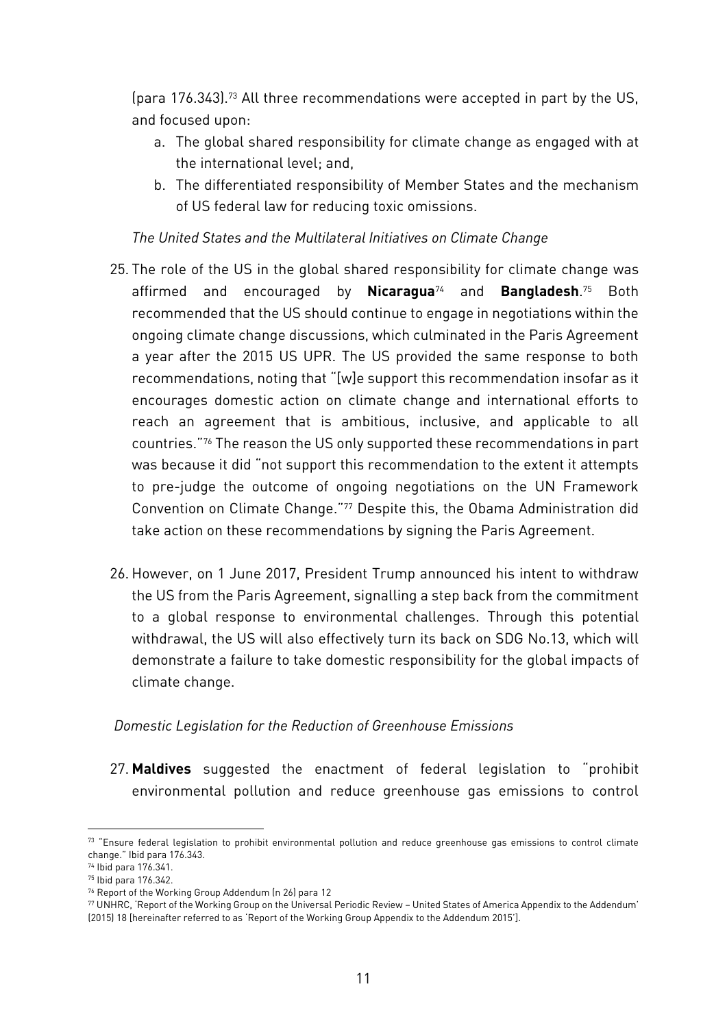(para 176.343).[73] All three recommendations were accepted in part by the US, and focused upon:

a. The global shared responsibility for climate change as engaged with at the international level; and,
b. The differentiated responsibility of Member States and the mechanism of US federal law for reducing toxic omissions.

*The United States and the Multilateral Initiatives on Climate Change*

25. The role of the US in the global shared responsibility for climate change was affirmed and encouraged by **Nicaragua**[74] and **Bangladesh**.[75] Both recommended that the US should continue to engage in negotiations within the ongoing climate change discussions, which culminated in the Paris Agreement a year after the 2015 US UPR. The US provided the same response to both recommendations, noting that "[w]e support this recommendation insofar as it encourages domestic action on climate change and international efforts to reach an agreement that is ambitious, inclusive, and applicable to all countries."[76] The reason the US only supported these recommendations in part was because it did "not support this recommendation to the extent it attempts to pre-judge the outcome of ongoing negotiations on the UN Framework Convention on Climate Change."[77] Despite this, the Obama Administration did take action on these recommendations by signing the Paris Agreement.

26. However, on 1 June 2017, President Trump announced his intent to withdraw the US from the Paris Agreement, signalling a step back from the commitment to a global response to environmental challenges. Through this potential withdrawal, the US will also effectively turn its back on SDG No.13, which will demonstrate a failure to take domestic responsibility for the global impacts of climate change.

*Domestic Legislation for the Reduction of Greenhouse Emissions*

27. **Maldives** suggested the enactment of federal legislation to "prohibit environmental pollution and reduce greenhouse gas emissions to control

---

[73] "Ensure federal legislation to prohibit environmental pollution and reduce greenhouse gas emissions to control climate change." Ibid para 176.343.

[74] Ibid para 176.341.

[75] Ibid para 176.342.

[76] Report of the Working Group Addendum (n 26) para 12

[77] UNHRC, 'Report of the Working Group on the Universal Periodic Review – United States of America Appendix to the Addendum' (2015) 18 [hereinafter referred to as 'Report of the Working Group Appendix to the Addendum 2015'].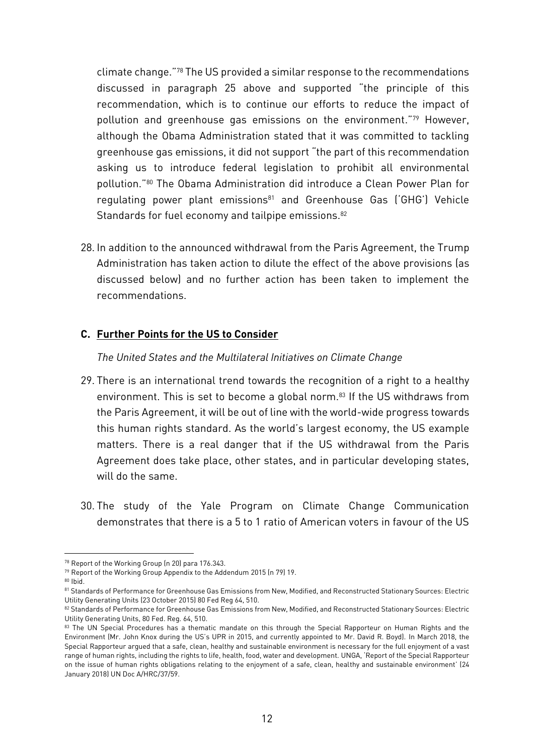climate change."[78] The US provided a similar response to the recommendations discussed in paragraph 25 above and supported "the principle of this recommendation, which is to continue our efforts to reduce the impact of pollution and greenhouse gas emissions on the environment."[79] However, although the Obama Administration stated that it was committed to tackling greenhouse gas emissions, it did not support "the part of this recommendation asking us to introduce federal legislation to prohibit all environmental pollution."[80] The Obama Administration did introduce a Clean Power Plan for regulating power plant emissions[81] and Greenhouse Gas ('GHG') Vehicle Standards for fuel economy and tailpipe emissions.[82]

28. In addition to the announced withdrawal from the Paris Agreement, the Trump Administration has taken action to dilute the effect of the above provisions (as discussed below) and no further action has been taken to implement the recommendations.

### C. Further Points for the US to Consider

*The United States and the Multilateral Initiatives on Climate Change*

29. There is an international trend towards the recognition of a right to a healthy environment. This is set to become a global norm.[83] If the US withdraws from the Paris Agreement, it will be out of line with the world-wide progress towards this human rights standard. As the world's largest economy, the US example matters. There is a real danger that if the US withdrawal from the Paris Agreement does take place, other states, and in particular developing states, will do the same.

30. The study of the Yale Program on Climate Change Communication demonstrates that there is a 5 to 1 ratio of American voters in favour of the US

---

[78] Report of the Working Group (n 20) para 176.343.

[79] Report of the Working Group Appendix to the Addendum 2015 (n 79) 19.

[80] Ibid.

[81] Standards of Performance for Greenhouse Gas Emissions from New, Modified, and Reconstructed Stationary Sources: Electric Utility Generating Units (23 October 2015) 80 Fed Reg 64, 510.

[82] Standards of Performance for Greenhouse Gas Emissions from New, Modified, and Reconstructed Stationary Sources: Electric Utility Generating Units, 80 Fed. Reg. 64, 510.

[83] The UN Special Procedures has a thematic mandate on this through the Special Rapporteur on Human Rights and the Environment (Mr. John Knox during the US's UPR in 2015, and currently appointed to Mr. David R. Boyd). In March 2018, the Special Rapporteur argued that a safe, clean, healthy and sustainable environment is necessary for the full enjoyment of a vast range of human rights, including the rights to life, health, food, water and development. UNGA, 'Report of the Special Rapporteur on the issue of human rights obligations relating to the enjoyment of a safe, clean, healthy and sustainable environment' (24 January 2018) UN Doc A/HRC/37/59.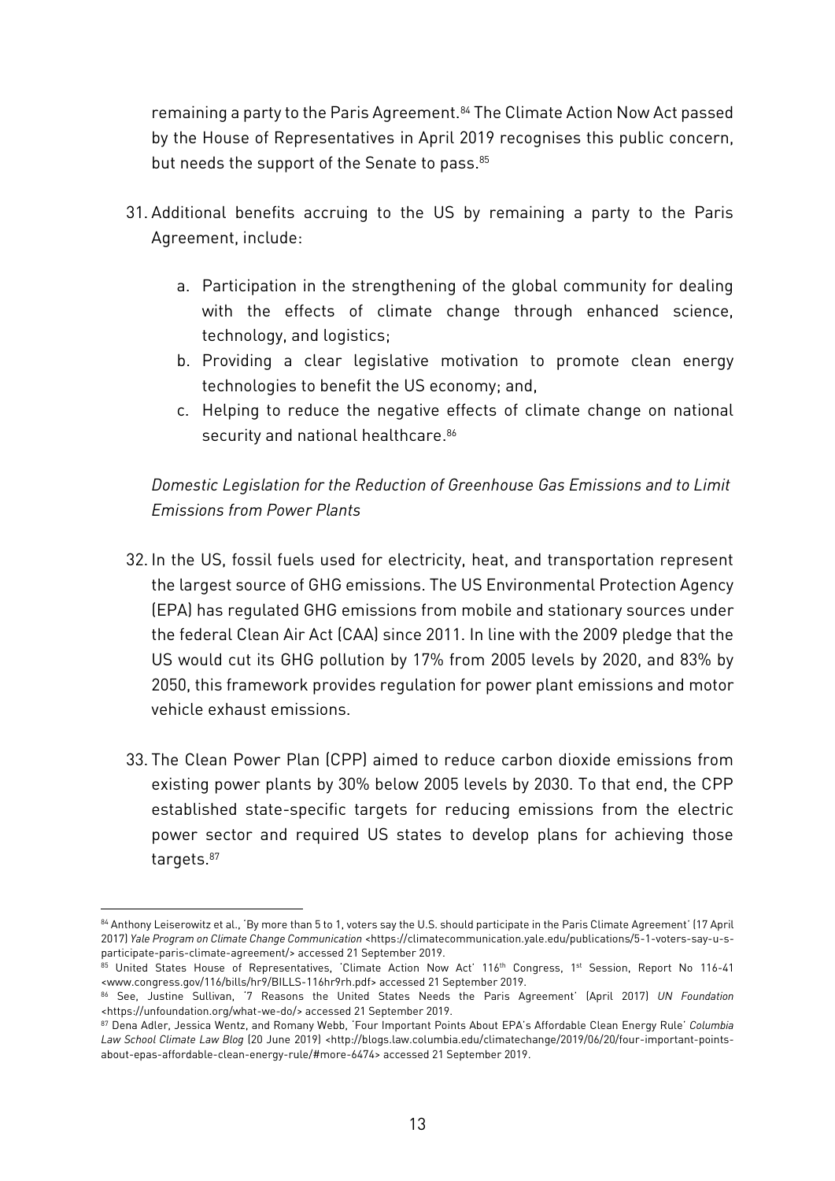remaining a party to the Paris Agreement.[84] The Climate Action Now Act passed by the House of Representatives in April 2019 recognises this public concern, but needs the support of the Senate to pass.[85]

31. Additional benefits accruing to the US by remaining a party to the Paris Agreement, include:

    a. Participation in the strengthening of the global community for dealing with the effects of climate change through enhanced science, technology, and logistics;
    b. Providing a clear legislative motivation to promote clean energy technologies to benefit the US economy; and,
    c. Helping to reduce the negative effects of climate change on national security and national healthcare.[86]

*Domestic Legislation for the Reduction of Greenhouse Gas Emissions and to Limit Emissions from Power Plants*

32. In the US, fossil fuels used for electricity, heat, and transportation represent the largest source of GHG emissions. The US Environmental Protection Agency (EPA) has regulated GHG emissions from mobile and stationary sources under the federal Clean Air Act (CAA) since 2011. In line with the 2009 pledge that the US would cut its GHG pollution by 17% from 2005 levels by 2020, and 83% by 2050, this framework provides regulation for power plant emissions and motor vehicle exhaust emissions.

33. The Clean Power Plan (CPP) aimed to reduce carbon dioxide emissions from existing power plants by 30% below 2005 levels by 2030. To that end, the CPP established state-specific targets for reducing emissions from the electric power sector and required US states to develop plans for achieving those targets.[87]

---

[84] Anthony Leiserowitz et al., 'By more than 5 to 1, voters say the U.S. should participate in the Paris Climate Agreement' (17 April 2017) *Yale Program on Climate Change Communication* <https://climatecommunication.yale.edu/publications/5-1-voters-say-u-s-participate-paris-climate-agreement/> accessed 21 September 2019.

[85] United States House of Representatives, 'Climate Action Now Act' 116th Congress, 1st Session, Report No 116-41 <www.congress.gov/116/bills/hr9/BILLS-116hr9rh.pdf> accessed 21 September 2019.

[86] See, Justine Sullivan, '7 Reasons the United States Needs the Paris Agreement' (April 2017) *UN Foundation* <https://unfoundation.org/what-we-do/> accessed 21 September 2019.

[87] Dena Adler, Jessica Wentz, and Romany Webb, 'Four Important Points About EPA's Affordable Clean Energy Rule' *Columbia Law School Climate Law Blog* (20 June 2019) <http://blogs.law.columbia.edu/climatechange/2019/06/20/four-important-points-about-epas-affordable-clean-energy-rule/#more-6474> accessed 21 September 2019.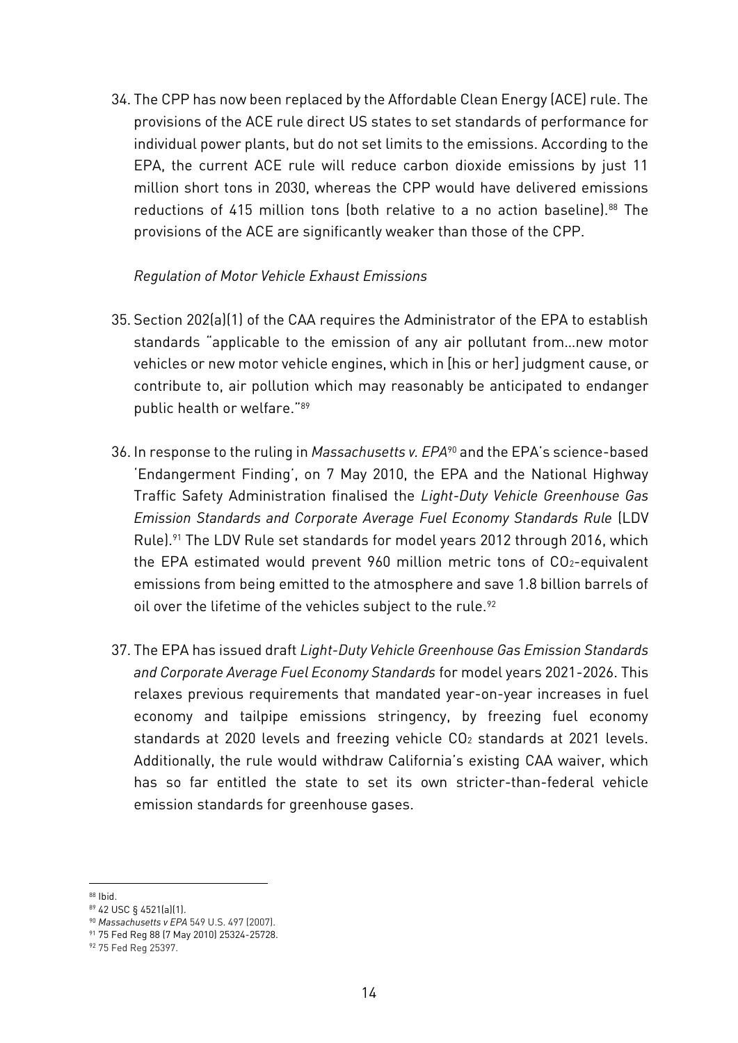34. The CPP has now been replaced by the Affordable Clean Energy (ACE) rule. The provisions of the ACE rule direct US states to set standards of performance for individual power plants, but do not set limits to the emissions. According to the EPA, the current ACE rule will reduce carbon dioxide emissions by just 11 million short tons in 2030, whereas the CPP would have delivered emissions reductions of 415 million tons (both relative to a no action baseline).[88] The provisions of the ACE are significantly weaker than those of the CPP.

*Regulation of Motor Vehicle Exhaust Emissions*

35. Section 202(a)(1) of the CAA requires the Administrator of the EPA to establish standards "applicable to the emission of any air pollutant from…new motor vehicles or new motor vehicle engines, which in [his or her] judgment cause, or contribute to, air pollution which may reasonably be anticipated to endanger public health or welfare."[89]

36. In response to the ruling in *Massachusetts v. EPA*[90] and the EPA's science-based 'Endangerment Finding', on 7 May 2010, the EPA and the National Highway Traffic Safety Administration finalised the *Light-Duty Vehicle Greenhouse Gas Emission Standards and Corporate Average Fuel Economy Standards Rule* (LDV Rule).[91] The LDV Rule set standards for model years 2012 through 2016, which the EPA estimated would prevent 960 million metric tons of $CO_2$-equivalent emissions from being emitted to the atmosphere and save 1.8 billion barrels of oil over the lifetime of the vehicles subject to the rule.[92]

37. The EPA has issued draft *Light-Duty Vehicle Greenhouse Gas Emission Standards and Corporate Average Fuel Economy Standards* for model years 2021-2026. This relaxes previous requirements that mandated year-on-year increases in fuel economy and tailpipe emissions stringency, by freezing fuel economy standards at 2020 levels and freezing vehicle $CO_2$ standards at 2021 levels. Additionally, the rule would withdraw California's existing CAA waiver, which has so far entitled the state to set its own stricter-than-federal vehicle emission standards for greenhouse gases.

---

[88] Ibid.

[89] 42 USC § 4521(a)(1).

[90] *Massachusetts v EPA* 549 U.S. 497 (2007).

[91] 75 Fed Reg 88 (7 May 2010) 25324-25728.

[92] 75 Fed Reg 25397.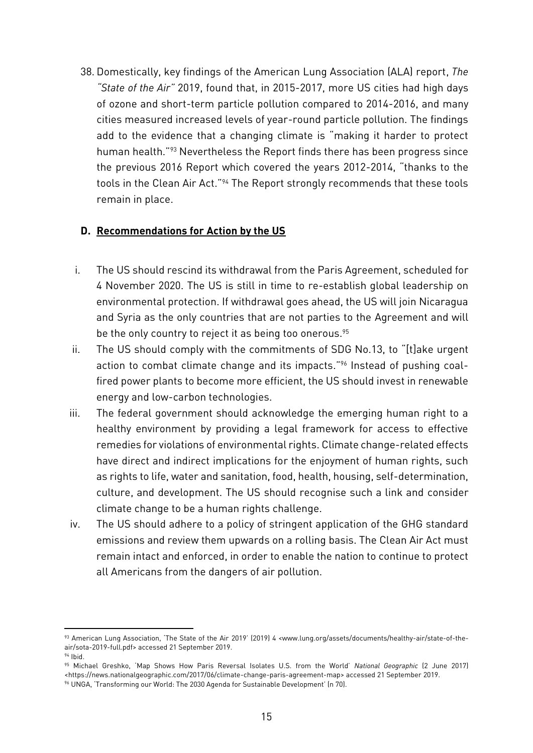38. Domestically, key findings of the American Lung Association (ALA) report, *The "State of the Air"* 2019, found that, in 2015-2017, more US cities had high days of ozone and short-term particle pollution compared to 2014-2016, and many cities measured increased levels of year-round particle pollution. The findings add to the evidence that a changing climate is "making it harder to protect human health."[93] Nevertheless the Report finds there has been progress since the previous 2016 Report which covered the years 2012-2014, "thanks to the tools in the Clean Air Act."[94] The Report strongly recommends that these tools remain in place.

### D. Recommendations for Action by the US

i. The US should rescind its withdrawal from the Paris Agreement, scheduled for 4 November 2020. The US is still in time to re-establish global leadership on environmental protection. If withdrawal goes ahead, the US will join Nicaragua and Syria as the only countries that are not parties to the Agreement and will be the only country to reject it as being too onerous.[95]

ii. The US should comply with the commitments of SDG No.13, to "[t]ake urgent action to combat climate change and its impacts."[96] Instead of pushing coal-fired power plants to become more efficient, the US should invest in renewable energy and low-carbon technologies.

iii. The federal government should acknowledge the emerging human right to a healthy environment by providing a legal framework for access to effective remedies for violations of environmental rights. Climate change-related effects have direct and indirect implications for the enjoyment of human rights, such as rights to life, water and sanitation, food, health, housing, self-determination, culture, and development. The US should recognise such a link and consider climate change to be a human rights challenge.

iv. The US should adhere to a policy of stringent application of the GHG standard emissions and review them upwards on a rolling basis. The Clean Air Act must remain intact and enforced, in order to enable the nation to continue to protect all Americans from the dangers of air pollution.

---

[93] American Lung Association, 'The State of the Air 2019' (2019) 4 <www.lung.org/assets/documents/healthy-air/state-of-the-air/sota-2019-full.pdf> accessed 21 September 2019.

[94] Ibid.

[95] Michael Greshko, 'Map Shows How Paris Reversal Isolates U.S. from the World' *National Geographic* (2 June 2017) <https://news.nationalgeographic.com/2017/06/climate-change-paris-agreement-map> accessed 21 September 2019.

[96] UNGA, 'Transforming our World: The 2030 Agenda for Sustainable Development' (n 70).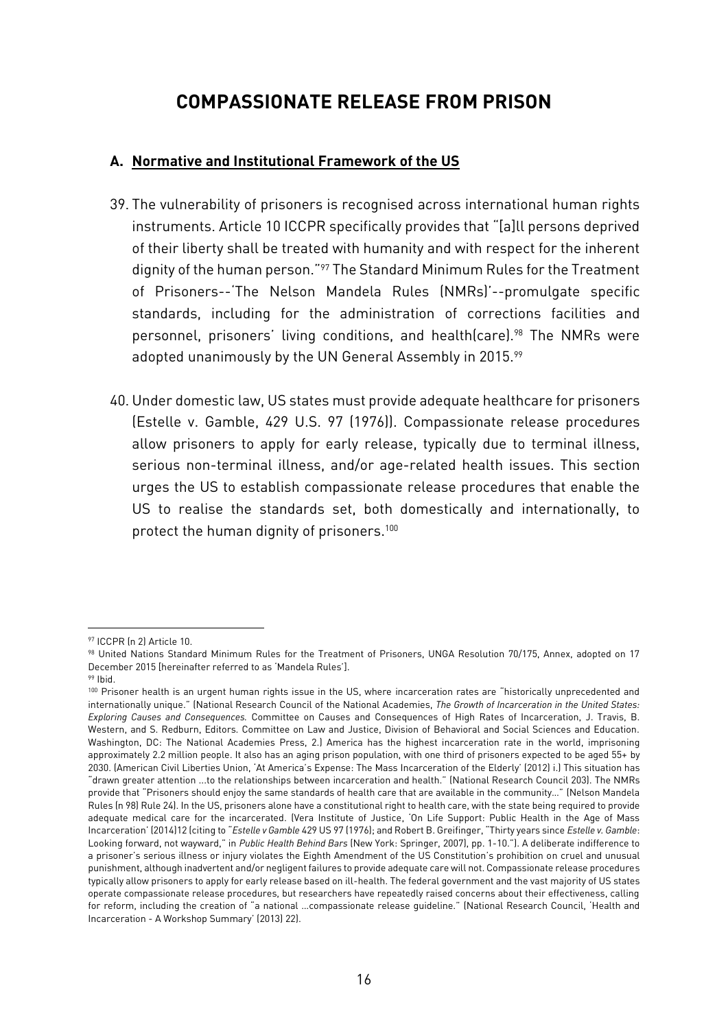# COMPASSIONATE RELEASE FROM PRISON

### A. Normative and Institutional Framework of the US

39. The vulnerability of prisoners is recognised across international human rights instruments. Article 10 ICCPR specifically provides that "[a]ll persons deprived of their liberty shall be treated with humanity and with respect for the inherent dignity of the human person."[97] The Standard Minimum Rules for the Treatment of Prisoners--'The Nelson Mandela Rules (NMRs)'--promulgate specific standards, including for the administration of corrections facilities and personnel, prisoners' living conditions, and health(care).[98] The NMRs were adopted unanimously by the UN General Assembly in 2015.[99]

40. Under domestic law, US states must provide adequate healthcare for prisoners (Estelle v. Gamble, 429 U.S. 97 (1976)). Compassionate release procedures allow prisoners to apply for early release, typically due to terminal illness, serious non-terminal illness, and/or age-related health issues. This section urges the US to establish compassionate release procedures that enable the US to realise the standards set, both domestically and internationally, to protect the human dignity of prisoners.[100]

---

[97] ICCPR (n 2) Article 10.

[98] United Nations Standard Minimum Rules for the Treatment of Prisoners, UNGA Resolution 70/175, Annex, adopted on 17 December 2015 [hereinafter referred to as 'Mandela Rules'].

[99] Ibid.

[100] Prisoner health is an urgent human rights issue in the US, where incarceration rates are "historically unprecedented and internationally unique." (National Research Council of the National Academies, *The Growth of Incarceration in the United States: Exploring Causes and Consequences.* Committee on Causes and Consequences of High Rates of Incarceration, J. Travis, B. Western, and S. Redburn, Editors. Committee on Law and Justice, Division of Behavioral and Social Sciences and Education. Washington, DC: The National Academies Press, 2.) America has the highest incarceration rate in the world, imprisoning approximately 2.2 million people. It also has an aging prison population, with one third of prisoners expected to be aged 55+ by 2030. (American Civil Liberties Union, 'At America's Expense: The Mass Incarceration of the Elderly' (2012) i.) This situation has "drawn greater attention …to the relationships between incarceration and health." (National Research Council 203). The NMRs provide that "Prisoners should enjoy the same standards of health care that are available in the community…" (Nelson Mandela Rules (n 98) Rule 24). In the US, prisoners alone have a constitutional right to health care, with the state being required to provide adequate medical care for the incarcerated. (Vera Institute of Justice, 'On Life Support: Public Health in the Age of Mass Incarceration' (2014)12 (citing to "*Estelle v Gamble* 429 US 97 (1976); and Robert B. Greifinger, "Thirty years since *Estelle v. Gamble*: Looking forward, not wayward," in *Public Health Behind Bars* (New York: Springer, 2007), pp. 1-10."). A deliberate indifference to a prisoner's serious illness or injury violates the Eighth Amendment of the US Constitution's prohibition on cruel and unusual punishment, although inadvertent and/or negligent failures to provide adequate care will not. Compassionate release procedures typically allow prisoners to apply for early release based on ill-health. The federal government and the vast majority of US states operate compassionate release procedures, but researchers have repeatedly raised concerns about their effectiveness, calling for reform, including the creation of "a national …compassionate release guideline." (National Research Council, 'Health and Incarceration - A Workshop Summary' (2013) 22).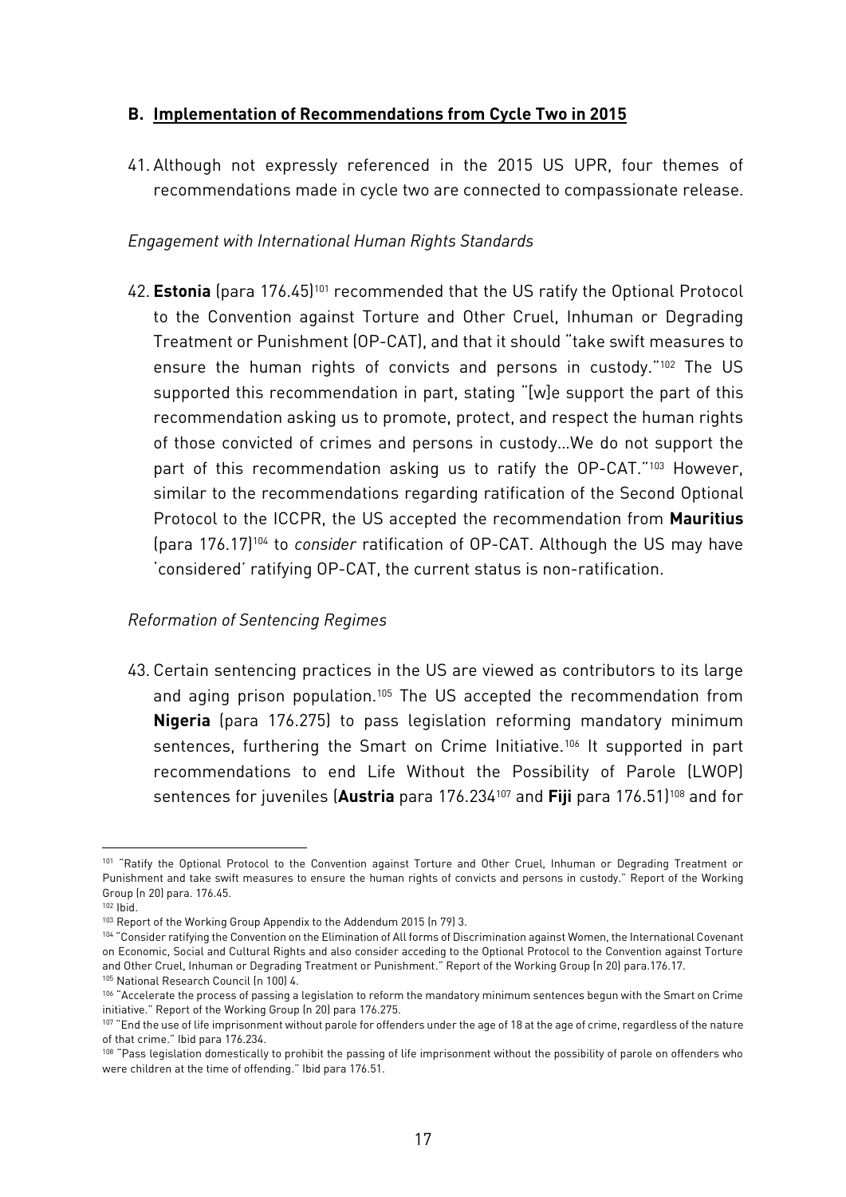## B. Implementation of Recommendations from Cycle Two in 2015

41. Although not expressly referenced in the 2015 US UPR, four themes of recommendations made in cycle two are connected to compassionate release.

*Engagement with International Human Rights Standards*

42. **Estonia** (para 176.45)[101] recommended that the US ratify the Optional Protocol to the Convention against Torture and Other Cruel, Inhuman or Degrading Treatment or Punishment (OP-CAT), and that it should "take swift measures to ensure the human rights of convicts and persons in custody."[102] The US supported this recommendation in part, stating "[w]e support the part of this recommendation asking us to promote, protect, and respect the human rights of those convicted of crimes and persons in custody…We do not support the part of this recommendation asking us to ratify the OP-CAT."[103] However, similar to the recommendations regarding ratification of the Second Optional Protocol to the ICCPR, the US accepted the recommendation from **Mauritius** (para 176.17)[104] to *consider* ratification of OP-CAT. Although the US may have 'considered' ratifying OP-CAT, the current status is non-ratification.

*Reformation of Sentencing Regimes*

43. Certain sentencing practices in the US are viewed as contributors to its large and aging prison population.[105] The US accepted the recommendation from **Nigeria** (para 176.275) to pass legislation reforming mandatory minimum sentences, furthering the Smart on Crime Initiative.[106] It supported in part recommendations to end Life Without the Possibility of Parole (LWOP) sentences for juveniles (**Austria** para 176.234[107] and **Fiji** para 176.51)[108] and for

---

[101] "Ratify the Optional Protocol to the Convention against Torture and Other Cruel, Inhuman or Degrading Treatment or Punishment and take swift measures to ensure the human rights of convicts and persons in custody." Report of the Working Group (n 20) para. 176.45.

[102] Ibid.

[103] Report of the Working Group Appendix to the Addendum 2015 (n 79) 3.

[104] "Consider ratifying the Convention on the Elimination of All forms of Discrimination against Women, the International Covenant on Economic, Social and Cultural Rights and also consider acceding to the Optional Protocol to the Convention against Torture and Other Cruel, Inhuman or Degrading Treatment or Punishment." Report of the Working Group (n 20) para.176.17.

[105] National Research Council (n 100) 4.

[106] "Accelerate the process of passing a legislation to reform the mandatory minimum sentences begun with the Smart on Crime initiative." Report of the Working Group (n 20) para 176.275.

[107] "End the use of life imprisonment without parole for offenders under the age of 18 at the age of crime, regardless of the nature of that crime." Ibid para 176.234.

[108] "Pass legislation domestically to prohibit the passing of life imprisonment without the possibility of parole on offenders who were children at the time of offending." Ibid para 176.51.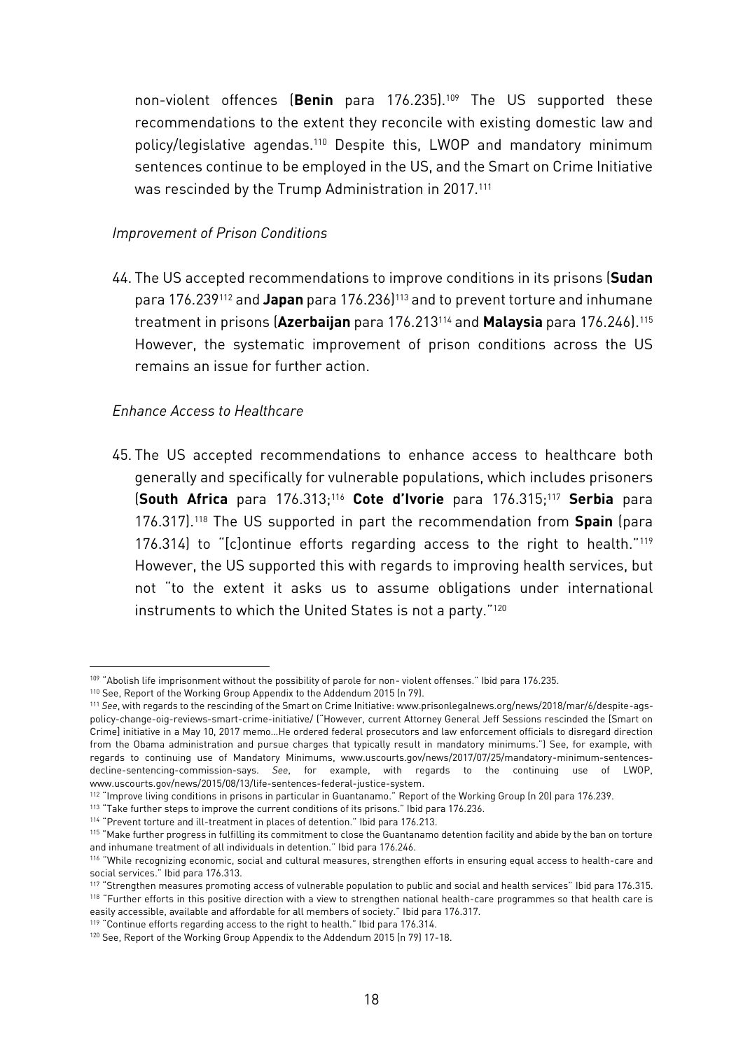non-violent offences (**Benin** para 176.235).[109] The US supported these recommendations to the extent they reconcile with existing domestic law and policy/legislative agendas.[110] Despite this, LWOP and mandatory minimum sentences continue to be employed in the US, and the Smart on Crime Initiative was rescinded by the Trump Administration in 2017.[111]

*Improvement of Prison Conditions*

44. The US accepted recommendations to improve conditions in its prisons (**Sudan** para 176.239[112] and **Japan** para 176.236)[113] and to prevent torture and inhumane treatment in prisons (**Azerbaijan** para 176.213[114] and **Malaysia** para 176.246).[115] However, the systematic improvement of prison conditions across the US remains an issue for further action.

*Enhance Access to Healthcare*

45. The US accepted recommendations to enhance access to healthcare both generally and specifically for vulnerable populations, which includes prisoners (**South Africa** para 176.313;[116] **Cote d'Ivorie** para 176.315;[117] **Serbia** para 176.317).[118] The US supported in part the recommendation from **Spain** (para 176.314) to "[c]ontinue efforts regarding access to the right to health."[119] However, the US supported this with regards to improving health services, but not "to the extent it asks us to assume obligations under international instruments to which the United States is not a party."[120]

---

[109] "Abolish life imprisonment without the possibility of parole for non- violent offenses." Ibid para 176.235.

[110] See, Report of the Working Group Appendix to the Addendum 2015 (n 79).

[111] *See*, with regards to the rescinding of the Smart on Crime Initiative: www.prisonlegalnews.org/news/2018/mar/6/despite-ags-policy-change-oig-reviews-smart-crime-initiative/ ("However, current Attorney General Jeff Sessions rescinded the [Smart on Crime] initiative in a May 10, 2017 memo…He ordered federal prosecutors and law enforcement officials to disregard direction from the Obama administration and pursue charges that typically result in mandatory minimums.") See, for example, with regards to continuing use of Mandatory Minimums, www.uscourts.gov/news/2017/07/25/mandatory-minimum-sentences-decline-sentencing-commission-says. *See*, for example, with regards to the continuing use of LWOP, www.uscourts.gov/news/2015/08/13/life-sentences-federal-justice-system.

[112] "Improve living conditions in prisons in particular in Guantanamo." Report of the Working Group (n 20) para 176.239.

[113] "Take further steps to improve the current conditions of its prisons." Ibid para 176.236.

[114] "Prevent torture and ill-treatment in places of detention." Ibid para 176.213.

[115] "Make further progress in fulfilling its commitment to close the Guantanamo detention facility and abide by the ban on torture and inhumane treatment of all individuals in detention." Ibid para 176.246.

[116] "While recognizing economic, social and cultural measures, strengthen efforts in ensuring equal access to health-care and social services." Ibid para 176.313.

[117] "Strengthen measures promoting access of vulnerable population to public and social and health services" Ibid para 176.315.

[118] "Further efforts in this positive direction with a view to strengthen national health-care programmes so that health care is easily accessible, available and affordable for all members of society." Ibid para 176.317.

[119] "Continue efforts regarding access to the right to health." Ibid para 176.314.

[120] See, Report of the Working Group Appendix to the Addendum 2015 (n 79) 17-18.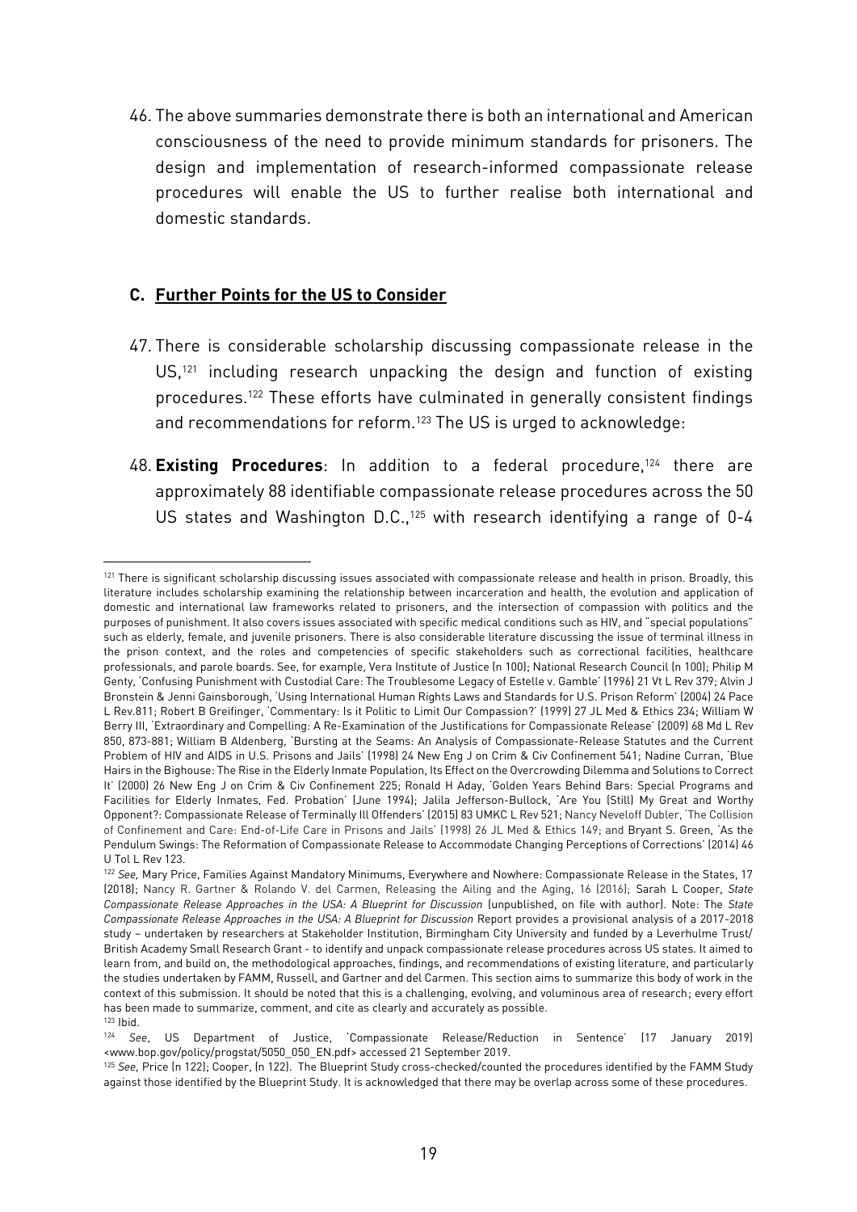46. The above summaries demonstrate there is both an international and American consciousness of the need to provide minimum standards for prisoners. The design and implementation of research-informed compassionate release procedures will enable the US to further realise both international and domestic standards.

### C. <u>Further Points for the US to Consider</u>

47. There is considerable scholarship discussing compassionate release in the US,[121] including research unpacking the design and function of existing procedures.[122] These efforts have culminated in generally consistent findings and recommendations for reform.[123] The US is urged to acknowledge:

48. **Existing Procedures**: In addition to a federal procedure,[124] there are approximately 88 identifiable compassionate release procedures across the 50 US states and Washington D.C.,[125] with research identifying a range of 0-4

---

[121] There is significant scholarship discussing issues associated with compassionate release and health in prison. Broadly, this literature includes scholarship examining the relationship between incarceration and health, the evolution and application of domestic and international law frameworks related to prisoners, and the intersection of compassion with politics and the purposes of punishment. It also covers issues associated with specific medical conditions such as HIV, and "special populations" such as elderly, female, and juvenile prisoners. There is also considerable literature discussing the issue of terminal illness in the prison context, and the roles and competencies of specific stakeholders such as correctional facilities, healthcare professionals, and parole boards. See, for example, Vera Institute of Justice (n 100); National Research Council (n 100); Philip M Genty, 'Confusing Punishment with Custodial Care: The Troublesome Legacy of Estelle v. Gamble' (1996) 21 Vt L Rev 379; Alvin J Bronstein & Jenni Gainsborough, 'Using International Human Rights Laws and Standards for U.S. Prison Reform' (2004) 24 Pace L Rev.811; Robert B Greifinger, 'Commentary: Is it Politic to Limit Our Compassion?' (1999) 27 JL Med & Ethics 234; William W Berry III, 'Extraordinary and Compelling: A Re-Examination of the Justifications for Compassionate Release' (2009) 68 Md L Rev 850, 873-881; William B Aldenberg, 'Bursting at the Seams: An Analysis of Compassionate-Release Statutes and the Current Problem of HIV and AIDS in U.S. Prisons and Jails' (1998) 24 New Eng J on Crim & Civ Confinement 541; Nadine Curran, 'Blue Hairs in the Bighouse: The Rise in the Elderly Inmate Population, Its Effect on the Overcrowding Dilemma and Solutions to Correct It' (2000) 26 New Eng J on Crim & Civ Confinement 225; Ronald H Aday, 'Golden Years Behind Bars: Special Programs and Facilities for Elderly Inmates, Fed. Probation' (June 1994); Jalila Jefferson-Bullock, 'Are You (Still) My Great and Worthy Opponent?: Compassionate Release of Terminally Ill Offenders' (2015) 83 UMKC L Rev 521; Nancy Neveloff Dubler, 'The Collision of Confinement and Care: End-of-Life Care in Prisons and Jails' (1998) 26 JL Med & Ethics 149; and Bryant S. Green, 'As the Pendulum Swings: The Reformation of Compassionate Release to Accommodate Changing Perceptions of Corrections' (2014) 46 U Tol L Rev 123.

[122] *See,* Mary Price, Families Against Mandatory Minimums, Everywhere and Nowhere: Compassionate Release in the States, 17 (2018); Nancy R. Gartner & Rolando V. del Carmen, Releasing the Ailing and the Aging, 16 (2016); Sarah L Cooper, *State Compassionate Release Approaches in the USA: A Blueprint for Discussion* (unpublished, on file with author). Note: The *State Compassionate Release Approaches in the USA: A Blueprint for Discussion* Report provides a provisional analysis of a 2017-2018 study – undertaken by researchers at Stakeholder Institution, Birmingham City University and funded by a Leverhulme Trust/ British Academy Small Research Grant - to identify and unpack compassionate release procedures across US states. It aimed to learn from, and build on, the methodological approaches, findings, and recommendations of existing literature, and particularly the studies undertaken by FAMM, Russell, and Gartner and del Carmen. This section aims to summarize this body of work in the context of this submission. It should be noted that this is a challenging, evolving, and voluminous area of research; every effort has been made to summarize, comment, and cite as clearly and accurately as possible.

[123] Ibid.

[124] *See*, US Department of Justice, 'Compassionate Release/Reduction in Sentence' (17 January 2019) <www.bop.gov/policy/progstat/5050_050_EN.pdf> accessed 21 September 2019.

[125] *See,* Price (n 122); Cooper, (n 122). The Blueprint Study cross-checked/counted the procedures identified by the FAMM Study against those identified by the Blueprint Study. It is acknowledged that there may be overlap across some of these procedures.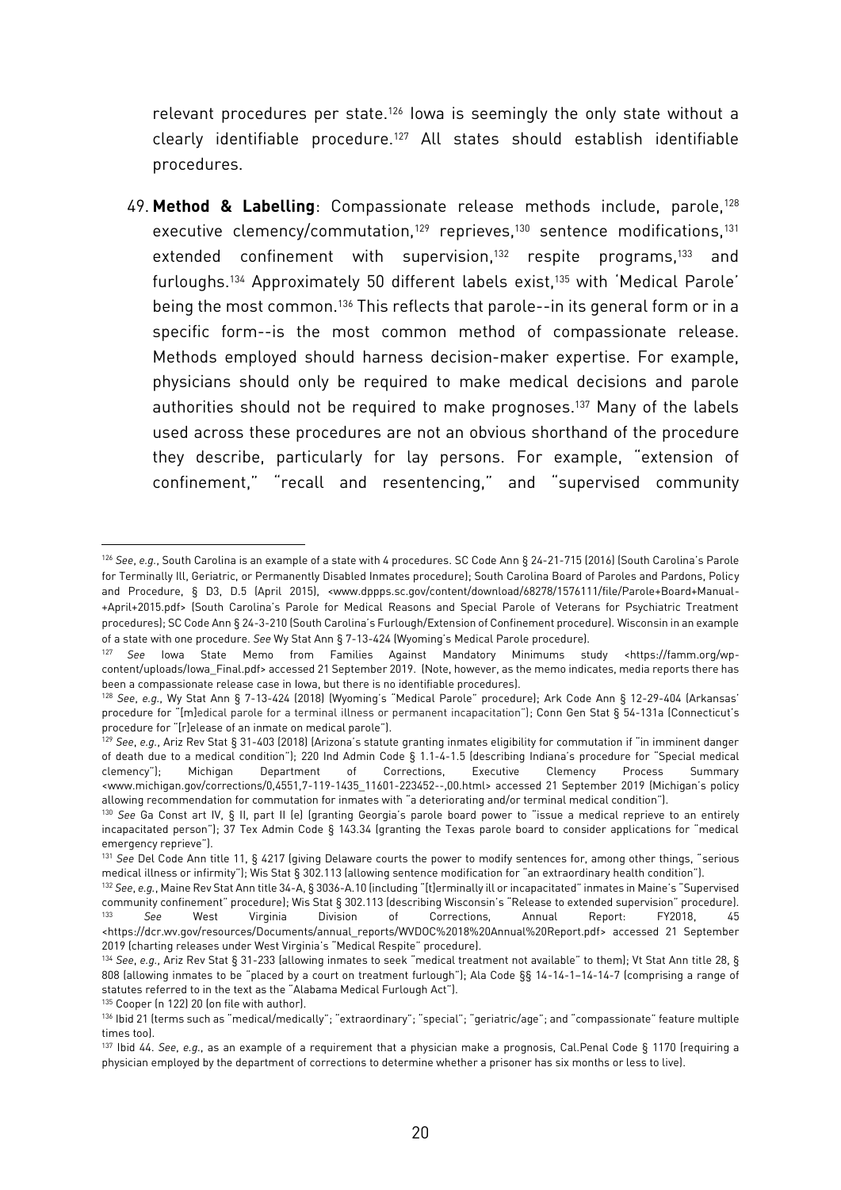relevant procedures per state.[126] Iowa is seemingly the only state without a clearly identifiable procedure.[127] All states should establish identifiable procedures.

49. **Method & Labelling**: Compassionate release methods include, parole,[128] executive clemency/commutation,[129] reprieves,[130] sentence modifications,[131] extended confinement with supervision,[132] respite programs,[133] and furloughs.[134] Approximately 50 different labels exist,[135] with 'Medical Parole' being the most common.[136] This reflects that parole--in its general form or in a specific form--is the most common method of compassionate release. Methods employed should harness decision-maker expertise. For example, physicians should only be required to make medical decisions and parole authorities should not be required to make prognoses.[137] Many of the labels used across these procedures are not an obvious shorthand of the procedure they describe, particularly for lay persons. For example, "extension of confinement," "recall and resentencing," and "supervised community

---

[126] *See*, *e.g.*, South Carolina is an example of a state with 4 procedures. SC Code Ann § 24-21-715 (2016) (South Carolina's Parole for Terminally Ill, Geriatric, or Permanently Disabled Inmates procedure); South Carolina Board of Paroles and Pardons, Policy and Procedure, § D3, D.5 (April 2015), <www.dppps.sc.gov/content/download/68278/1576111/file/Parole+Board+Manual-+April+2015.pdf> (South Carolina's Parole for Medical Reasons and Special Parole of Veterans for Psychiatric Treatment procedures); SC Code Ann § 24-3-210 (South Carolina's Furlough/Extension of Confinement procedure). Wisconsin in an example of a state with one procedure. *See* Wy Stat Ann § 7-13-424 (Wyoming's Medical Parole procedure).

[127] *See* Iowa State Memo from Families Against Mandatory Minimums study <https://famm.org/wp-content/uploads/Iowa_Final.pdf> accessed 21 September 2019. (Note, however, as the memo indicates, media reports there has been a compassionate release case in Iowa, but there is no identifiable procedures).

[128] *See*, *e.g.*, Wy Stat Ann § 7-13-424 (2018) (Wyoming's "Medical Parole" procedure); Ark Code Ann § 12-29-404 (Arkansas' procedure for "[m]edical parole for a terminal illness or permanent incapacitation"); Conn Gen Stat § 54-131a (Connecticut's procedure for "[r]elease of an inmate on medical parole").

[129] *See*, *e.g.*, Ariz Rev Stat § 31-403 (2018) (Arizona's statute granting inmates eligibility for commutation if "in imminent danger of death due to a medical condition"); 220 Ind Admin Code § 1.1-4-1.5 (describing Indiana's procedure for "Special medical clemency"); Michigan Department of Corrections, Executive Clemency Process Summary <www.michigan.gov/corrections/0,4551,7-119-1435_11601-223452--,00.html> accessed 21 September 2019 (Michigan's policy allowing recommendation for commutation for inmates with "a deteriorating and/or terminal medical condition").

[130] *See* Ga Const art IV, § II, part II (e) (granting Georgia's parole board power to "issue a medical reprieve to an entirely incapacitated person"); 37 Tex Admin Code § 143.34 (granting the Texas parole board to consider applications for "medical emergency reprieve").

[131] *See* Del Code Ann title 11, § 4217 (giving Delaware courts the power to modify sentences for, among other things, "serious medical illness or infirmity"); Wis Stat § 302.113 (allowing sentence modification for "an extraordinary health condition").

[132] *See*, *e.g.*, Maine Rev Stat Ann title 34-A, § 3036-A.10 (including "[t]erminally ill or incapacitated" inmates in Maine's "Supervised community confinement" procedure); Wis Stat § 302.113 (describing Wisconsin's "Release to extended supervision" procedure).

[133] *See* West Virginia Division of Corrections, Annual Report: FY2018, 45 <https://dcr.wv.gov/resources/Documents/annual_reports/WVDOC%2018%20Annual%20Report.pdf> accessed 21 September 2019 (charting releases under West Virginia's "Medical Respite" procedure).

[134] *See*, *e.g.*, Ariz Rev Stat § 31-233 (allowing inmates to seek "medical treatment not available" to them); Vt Stat Ann title 28, § 808 (allowing inmates to be "placed by a court on treatment furlough"); Ala Code §§ 14-14-1–14-14-7 (comprising a range of statutes referred to in the text as the "Alabama Medical Furlough Act").

[135] Cooper (n 122) 20 (on file with author).

[136] Ibid 21 (terms such as "medical/medically"; "extraordinary"; "special"; "geriatric/age"; and "compassionate" feature multiple times too).

[137] Ibid 44. *See*, *e.g.*, as an example of a requirement that a physician make a prognosis, Cal.Penal Code § 1170 (requiring a physician employed by the department of corrections to determine whether a prisoner has six months or less to live).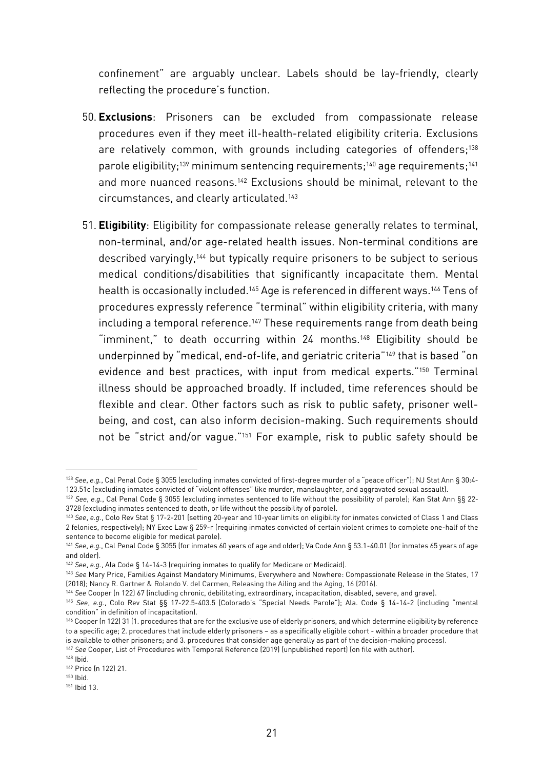confinement" are arguably unclear. Labels should be lay-friendly, clearly reflecting the procedure's function.

50. **Exclusions**: Prisoners can be excluded from compassionate release procedures even if they meet ill-health-related eligibility criteria. Exclusions are relatively common, with grounds including categories of offenders;[138] parole eligibility;[139] minimum sentencing requirements;[140] age requirements;[141] and more nuanced reasons.[142] Exclusions should be minimal, relevant to the circumstances, and clearly articulated.[143]

51. **Eligibility**: Eligibility for compassionate release generally relates to terminal, non-terminal, and/or age-related health issues. Non-terminal conditions are described varyingly,[144] but typically require prisoners to be subject to serious medical conditions/disabilities that significantly incapacitate them. Mental health is occasionally included.[145] Age is referenced in different ways.[146] Tens of procedures expressly reference "terminal" within eligibility criteria, with many including a temporal reference.[147] These requirements range from death being "imminent," to death occurring within 24 months.[148] Eligibility should be underpinned by "medical, end-of-life, and geriatric criteria"[149] that is based "on evidence and best practices, with input from medical experts."[150] Terminal illness should be approached broadly. If included, time references should be flexible and clear. Other factors such as risk to public safety, prisoner well-being, and cost, can also inform decision-making. Such requirements should not be "strict and/or vague."[151] For example, risk to public safety should be

---

[138] *See*, *e.g.*, Cal Penal Code § 3055 (excluding inmates convicted of first-degree murder of a "peace officer"); NJ Stat Ann § 30:4-123.51c (excluding inmates convicted of "violent offenses" like murder, manslaughter, and aggravated sexual assault).

[139] *See*, *e.g.*, Cal Penal Code § 3055 (excluding inmates sentenced to life without the possibility of parole); Kan Stat Ann §§ 22-3728 (excluding inmates sentenced to death, or life without the possibility of parole).

[140] *See*, *e.g.*, Colo Rev Stat § 17-2-201 (setting 20-year and 10-year limits on eligibility for inmates convicted of Class 1 and Class 2 felonies, respectively); NY Exec Law § 259-r (requiring inmates convicted of certain violent crimes to complete one-half of the sentence to become eligible for medical parole).

[141] *See*, *e.g.*, Cal Penal Code § 3055 (for inmates 60 years of age and older); Va Code Ann § 53.1-40.01 (for inmates 65 years of age and older).

[142] *See*, *e.g.*, Ala Code § 14-14-3 (requiring inmates to qualify for Medicare or Medicaid).

[143] *See* Mary Price, Families Against Mandatory Minimums, Everywhere and Nowhere: Compassionate Release in the States, 17 (2018); Nancy R. Gartner & Rolando V. del Carmen, Releasing the Ailing and the Aging, 16 (2016).

[144] *See* Cooper (n 122) 67 (including chronic, debilitating, extraordinary, incapacitation, disabled, severe, and grave).

[145] *See*, *e.g.*, Colo Rev Stat §§ 17-22.5-403.5 (Colorado's "Special Needs Parole"); Ala. Code § 14-14-2 (including "mental condition" in definition of incapacitation).

[146] Cooper (n 122) 31 (1. procedures that are for the exclusive use of elderly prisoners, and which determine eligibility by reference to a specific age; 2. procedures that include elderly prisoners – as a specifically eligible cohort - within a broader procedure that is available to other prisoners; and 3. procedures that consider age generally as part of the decision-making process).

[147] *See* Cooper, List of Procedures with Temporal Reference (2019) (unpublished report) (on file with author).

[148] Ibid.

[149] Price (n 122) 21.

[150] Ibid.

[151] Ibid 13.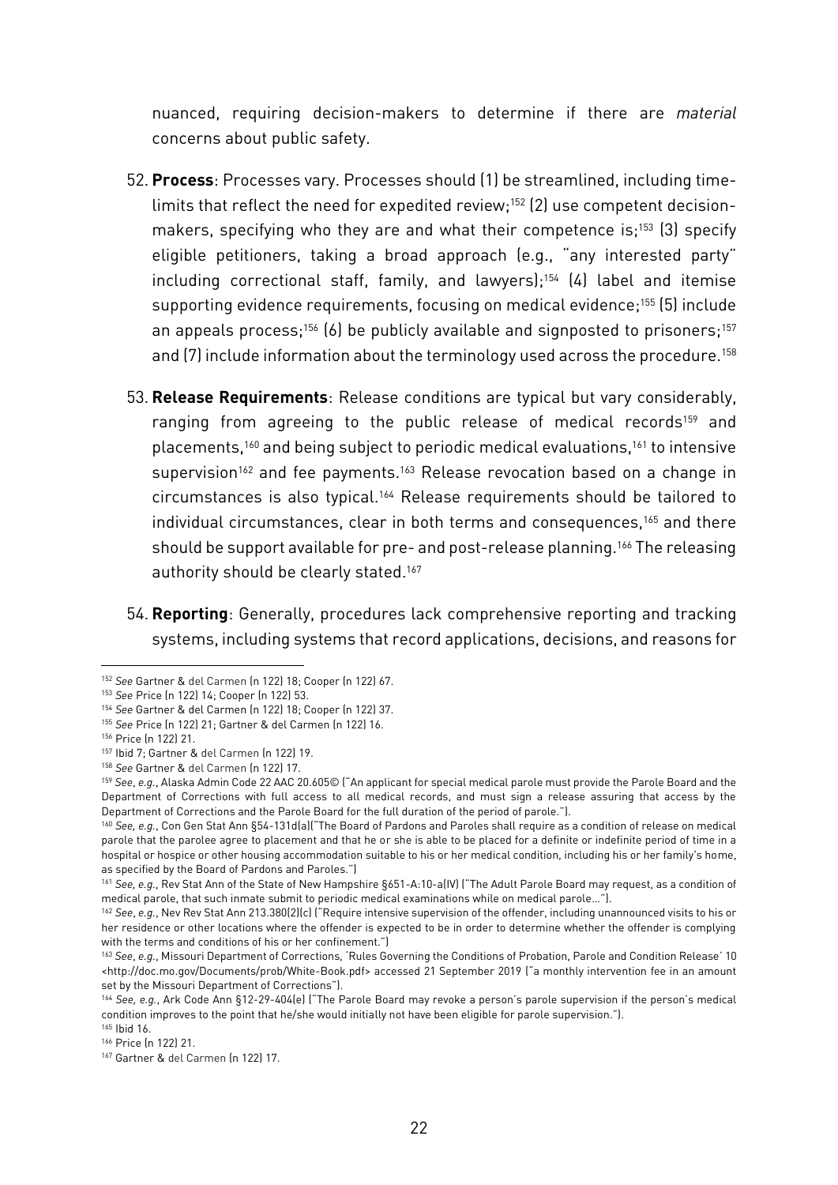nuanced, requiring decision-makers to determine if there are *material* concerns about public safety.

52. **Process**: Processes vary. Processes should (1) be streamlined, including time-limits that reflect the need for expedited review;[152] (2) use competent decision-makers, specifying who they are and what their competence is;[153] (3) specify eligible petitioners, taking a broad approach (e.g., "any interested party" including correctional staff, family, and lawyers);[154] (4) label and itemise supporting evidence requirements, focusing on medical evidence;[155] (5) include an appeals process;[156] (6) be publicly available and signposted to prisoners;[157] and (7) include information about the terminology used across the procedure.[158]

53. **Release Requirements**: Release conditions are typical but vary considerably, ranging from agreeing to the public release of medical records[159] and placements,[160] and being subject to periodic medical evaluations,[161] to intensive supervision[162] and fee payments.[163] Release revocation based on a change in circumstances is also typical.[164] Release requirements should be tailored to individual circumstances, clear in both terms and consequences,[165] and there should be support available for pre- and post-release planning.[166] The releasing authority should be clearly stated.[167]

54. **Reporting**: Generally, procedures lack comprehensive reporting and tracking systems, including systems that record applications, decisions, and reasons for

---

[152] *See* Gartner & del Carmen (n 122) 18; Cooper (n 122) 67.

[153] *See* Price (n 122) 14; Cooper (n 122) 53.

[154] *See* Gartner & del Carmen (n 122) 18; Cooper (n 122) 37.

[155] *See* Price (n 122) 21; Gartner & del Carmen (n 122) 16.

[156] Price (n 122) 21.

[157] Ibid 7; Gartner & del Carmen (n 122) 19.

[158] *See* Gartner & del Carmen (n 122) 17.

[159] *See, e.g.*, Alaska Admin Code 22 AAC 20.605© ("An applicant for special medical parole must provide the Parole Board and the Department of Corrections with full access to all medical records, and must sign a release assuring that access by the Department of Corrections and the Parole Board for the full duration of the period of parole.").

[160] *See, e.g.*, Con Gen Stat Ann §54-131d(a)("The Board of Pardons and Paroles shall require as a condition of release on medical parole that the parolee agree to placement and that he or she is able to be placed for a definite or indefinite period of time in a hospital or hospice or other housing accommodation suitable to his or her medical condition, including his or her family's home, as specified by the Board of Pardons and Paroles.")

[161] *See, e.g.*, Rev Stat Ann of the State of New Hampshire §651-A:10-a(IV) ("The Adult Parole Board may request, as a condition of medical parole, that such inmate submit to periodic medical examinations while on medical parole…").

[162] *See, e.g.*, Nev Rev Stat Ann 213.380(2)(c) ("Require intensive supervision of the offender, including unannounced visits to his or her residence or other locations where the offender is expected to be in order to determine whether the offender is complying with the terms and conditions of his or her confinement.")

[163] *See, e.g.*, Missouri Department of Corrections, 'Rules Governing the Conditions of Probation, Parole and Condition Release' 10 <http://doc.mo.gov/Documents/prob/White-Book.pdf> accessed 21 September 2019 ("a monthly intervention fee in an amount set by the Missouri Department of Corrections").

[164] *See, e.g.*, Ark Code Ann §12-29-404(e) ("The Parole Board may revoke a person's parole supervision if the person's medical condition improves to the point that he/she would initially not have been eligible for parole supervision.").

[165] Ibid 16.

[166] Price (n 122) 21.

[167] Gartner & del Carmen (n 122) 17.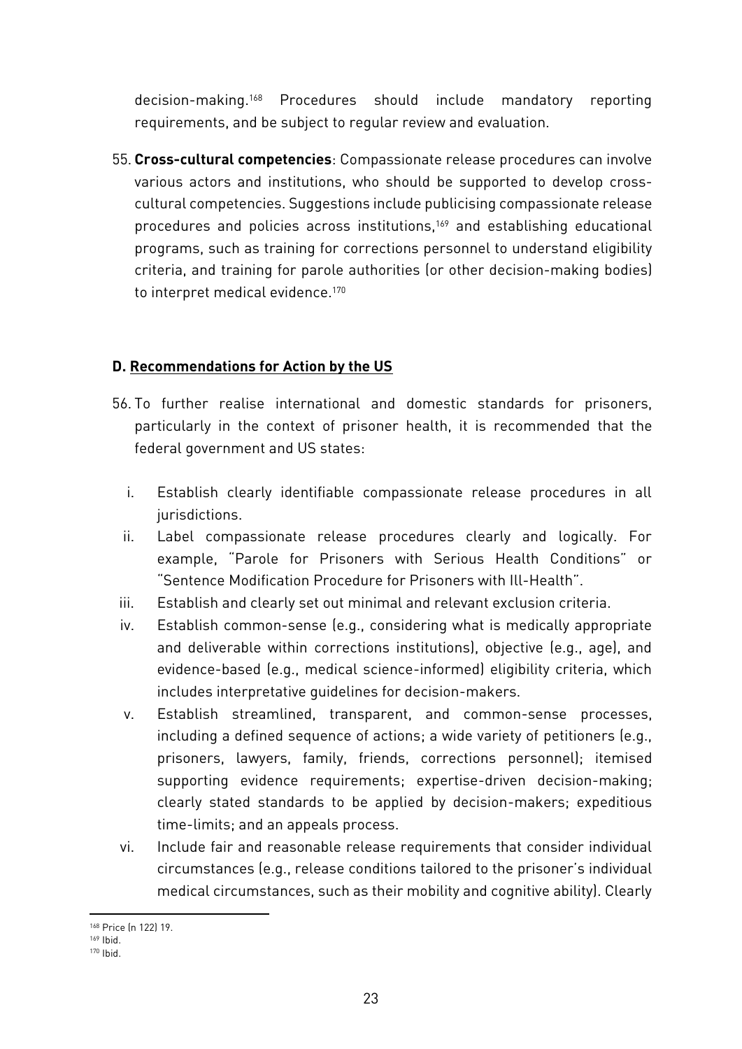decision-making.[168] Procedures should include mandatory reporting requirements, and be subject to regular review and evaluation.

55. **Cross-cultural competencies**: Compassionate release procedures can involve various actors and institutions, who should be supported to develop cross-cultural competencies. Suggestions include publicising compassionate release procedures and policies across institutions,[169] and establishing educational programs, such as training for corrections personnel to understand eligibility criteria, and training for parole authorities (or other decision-making bodies) to interpret medical evidence.[170]

### D. Recommendations for Action by the US

56. To further realise international and domestic standards for prisoners, particularly in the context of prisoner health, it is recommended that the federal government and US states:

    i. Establish clearly identifiable compassionate release procedures in all jurisdictions.
    ii. Label compassionate release procedures clearly and logically. For example, "Parole for Prisoners with Serious Health Conditions" or "Sentence Modification Procedure for Prisoners with Ill-Health".
    iii. Establish and clearly set out minimal and relevant exclusion criteria.
    iv. Establish common-sense (e.g., considering what is medically appropriate and deliverable within corrections institutions), objective (e.g., age), and evidence-based (e.g., medical science-informed) eligibility criteria, which includes interpretative guidelines for decision-makers.
    v. Establish streamlined, transparent, and common-sense processes, including a defined sequence of actions; a wide variety of petitioners (e.g., prisoners, lawyers, family, friends, corrections personnel); itemised supporting evidence requirements; expertise-driven decision-making; clearly stated standards to be applied by decision-makers; expeditious time-limits; and an appeals process.
    vi. Include fair and reasonable release requirements that consider individual circumstances (e.g., release conditions tailored to the prisoner's individual medical circumstances, such as their mobility and cognitive ability). Clearly

---

[168] Price (n 122) 19.

[169] Ibid.

[170] Ibid.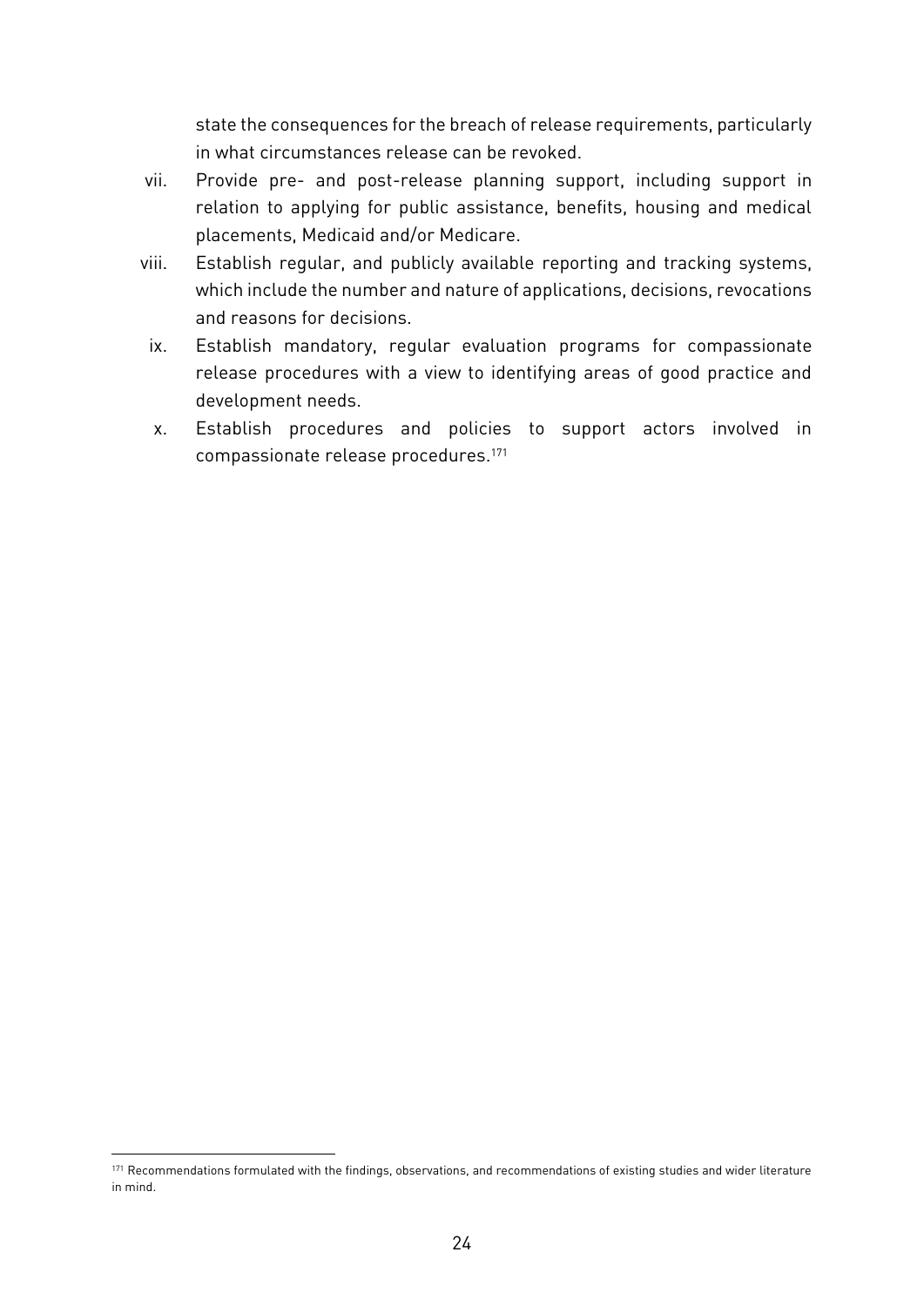state the consequences for the breach of release requirements, particularly in what circumstances release can be revoked.

vii. Provide pre- and post-release planning support, including support in relation to applying for public assistance, benefits, housing and medical placements, Medicaid and/or Medicare.

viii. Establish regular, and publicly available reporting and tracking systems, which include the number and nature of applications, decisions, revocations and reasons for decisions.

ix. Establish mandatory, regular evaluation programs for compassionate release procedures with a view to identifying areas of good practice and development needs.

x. Establish procedures and policies to support actors involved in compassionate release procedures.[171]

---

[171] Recommendations formulated with the findings, observations, and recommendations of existing studies and wider literature in mind.